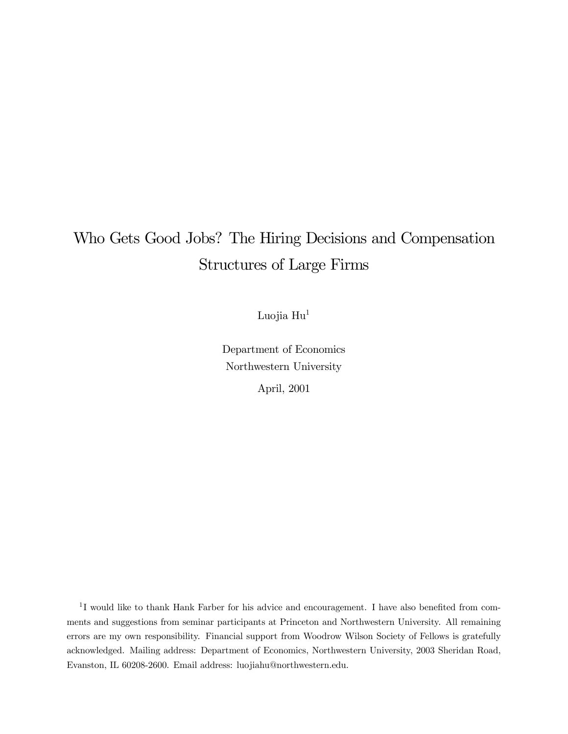# Who Gets Good Jobs? The Hiring Decisions and Compensation Structures of Large Firms

Luojia Hu[1]

Department of Economics
Northwestern University

April, 2001

[1] I would like to thank Hank Farber for his advice and encouragement. I have also benefited from comments and suggestions from seminar participants at Princeton and Northwestern University. All remaining errors are my own responsibility. Financial support from Woodrow Wilson Society of Fellows is gratefully acknowledged. Mailing address: Department of Economics, Northwestern University, 2003 Sheridan Road, Evanston, IL 60208-2600. Email address: luojiahu@northwestern.edu.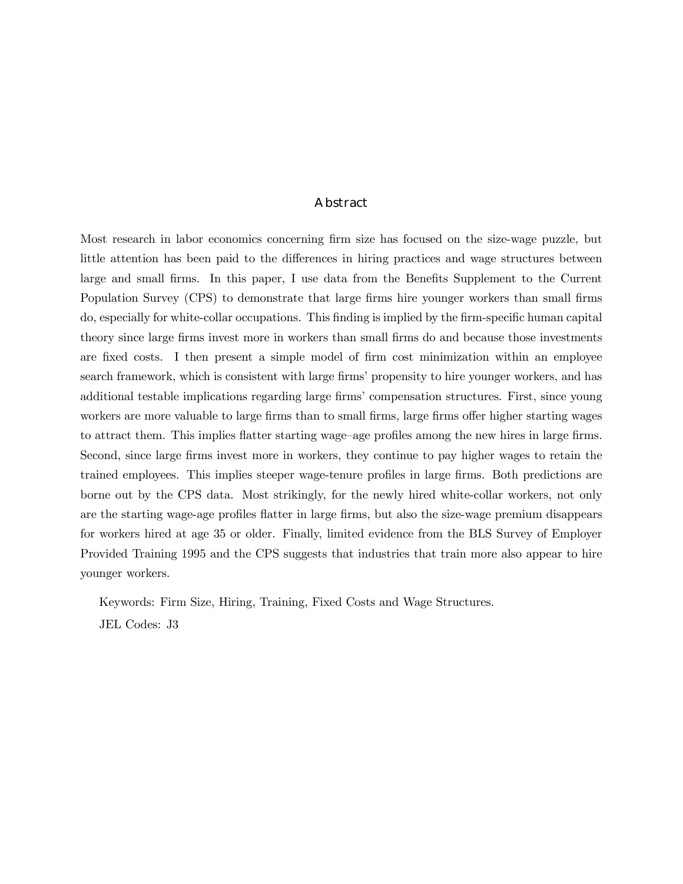## Abstract

Most research in labor economics concerning firm size has focused on the size-wage puzzle, but little attention has been paid to the differences in hiring practices and wage structures between large and small firms. In this paper, I use data from the Benefits Supplement to the Current Population Survey (CPS) to demonstrate that large firms hire younger workers than small firms do, especially for white-collar occupations. This finding is implied by the firm-specific human capital theory since large firms invest more in workers than small firms do and because those investments are fixed costs. I then present a simple model of firm cost minimization within an employee search framework, which is consistent with large firms' propensity to hire younger workers, and has additional testable implications regarding large firms' compensation structures. First, since young workers are more valuable to large firms than to small firms, large firms offer higher starting wages to attract them. This implies flatter starting wage–age profiles among the new hires in large firms. Second, since large firms invest more in workers, they continue to pay higher wages to retain the trained employees. This implies steeper wage-tenure profiles in large firms. Both predictions are borne out by the CPS data. Most strikingly, for the newly hired white-collar workers, not only are the starting wage-age profiles flatter in large firms, but also the size-wage premium disappears for workers hired at age 35 or older. Finally, limited evidence from the BLS Survey of Employer Provided Training 1995 and the CPS suggests that industries that train more also appear to hire younger workers.

Keywords: Firm Size, Hiring, Training, Fixed Costs and Wage Structures.

JEL Codes: J3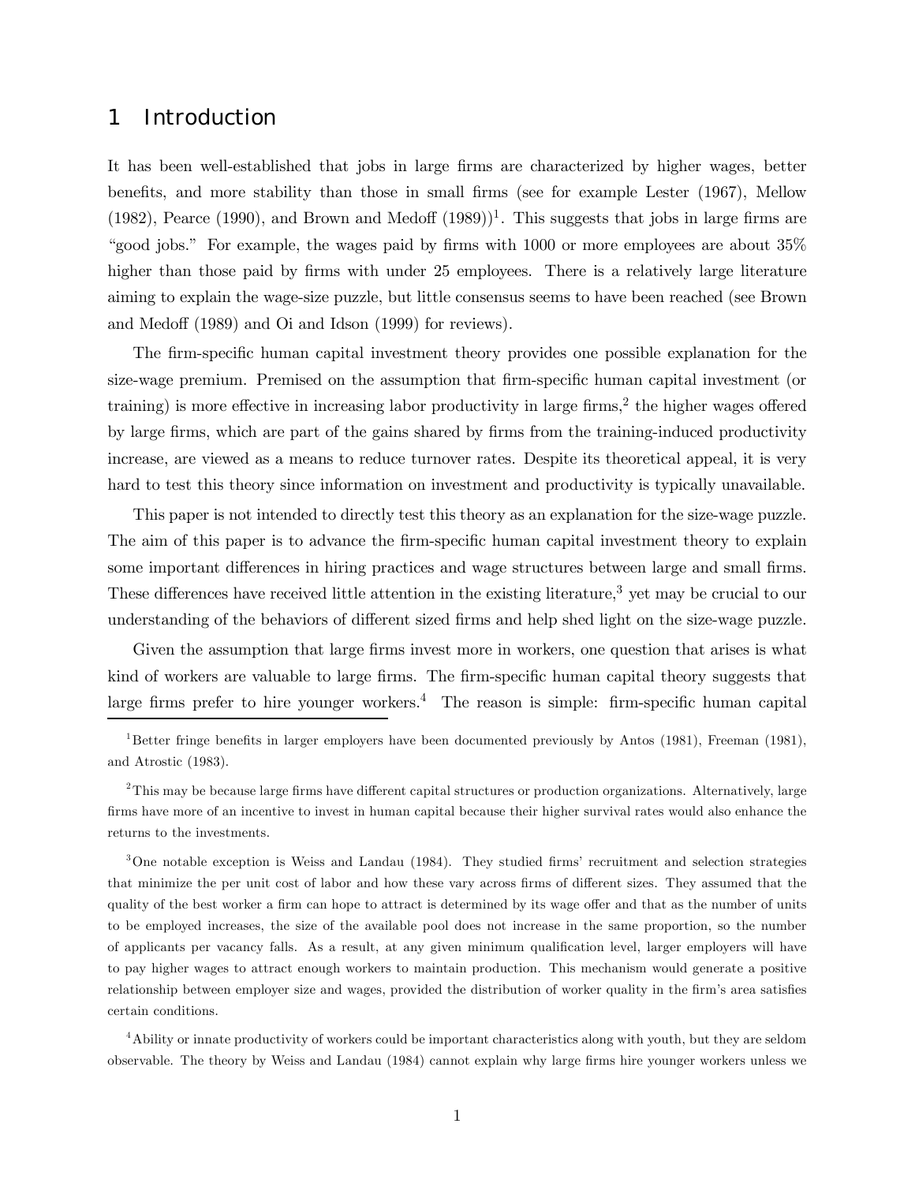# 1 Introduction

It has been well-established that jobs in large firms are characterized by higher wages, better benefits, and more stability than those in small firms (see for example Lester (1967), Mellow (1982), Pearce (1990), and Brown and Medoff (1989))[1]. This suggests that jobs in large firms are "good jobs." For example, the wages paid by firms with 1000 or more employees are about 35% higher than those paid by firms with under 25 employees. There is a relatively large literature aiming to explain the wage-size puzzle, but little consensus seems to have been reached (see Brown and Medoff (1989) and Oi and Idson (1999) for reviews).

The firm-specific human capital investment theory provides one possible explanation for the size-wage premium. Premised on the assumption that firm-specific human capital investment (or training) is more effective in increasing labor productivity in large firms,[2] the higher wages offered by large firms, which are part of the gains shared by firms from the training-induced productivity increase, are viewed as a means to reduce turnover rates. Despite its theoretical appeal, it is very hard to test this theory since information on investment and productivity is typically unavailable.

This paper is not intended to directly test this theory as an explanation for the size-wage puzzle. The aim of this paper is to advance the firm-specific human capital investment theory to explain some important differences in hiring practices and wage structures between large and small firms. These differences have received little attention in the existing literature,[3] yet may be crucial to our understanding of the behaviors of different sized firms and help shed light on the size-wage puzzle.

Given the assumption that large firms invest more in workers, one question that arises is what kind of workers are valuable to large firms. The firm-specific human capital theory suggests that large firms prefer to hire younger workers.[4] The reason is simple: firm-specific human capital

[1] Better fringe benefits in larger employers have been documented previously by Antos (1981), Freeman (1981), and Atrostic (1983).

[2] This may be because large firms have different capital structures or production organizations. Alternatively, large firms have more of an incentive to invest in human capital because their higher survival rates would also enhance the returns to the investments.

[3] One notable exception is Weiss and Landau (1984). They studied firms' recruitment and selection strategies that minimize the per unit cost of labor and how these vary across firms of different sizes. They assumed that the quality of the best worker a firm can hope to attract is determined by its wage offer and that as the number of units to be employed increases, the size of the available pool does not increase in the same proportion, so the number of applicants per vacancy falls. As a result, at any given minimum qualification level, larger employers will have to pay higher wages to attract enough workers to maintain production. This mechanism would generate a positive relationship between employer size and wages, provided the distribution of worker quality in the firm's area satisfies certain conditions.

[4] Ability or innate productivity of workers could be important characteristics along with youth, but they are seldom observable. The theory by Weiss and Landau (1984) cannot explain why large firms hire younger workers unless we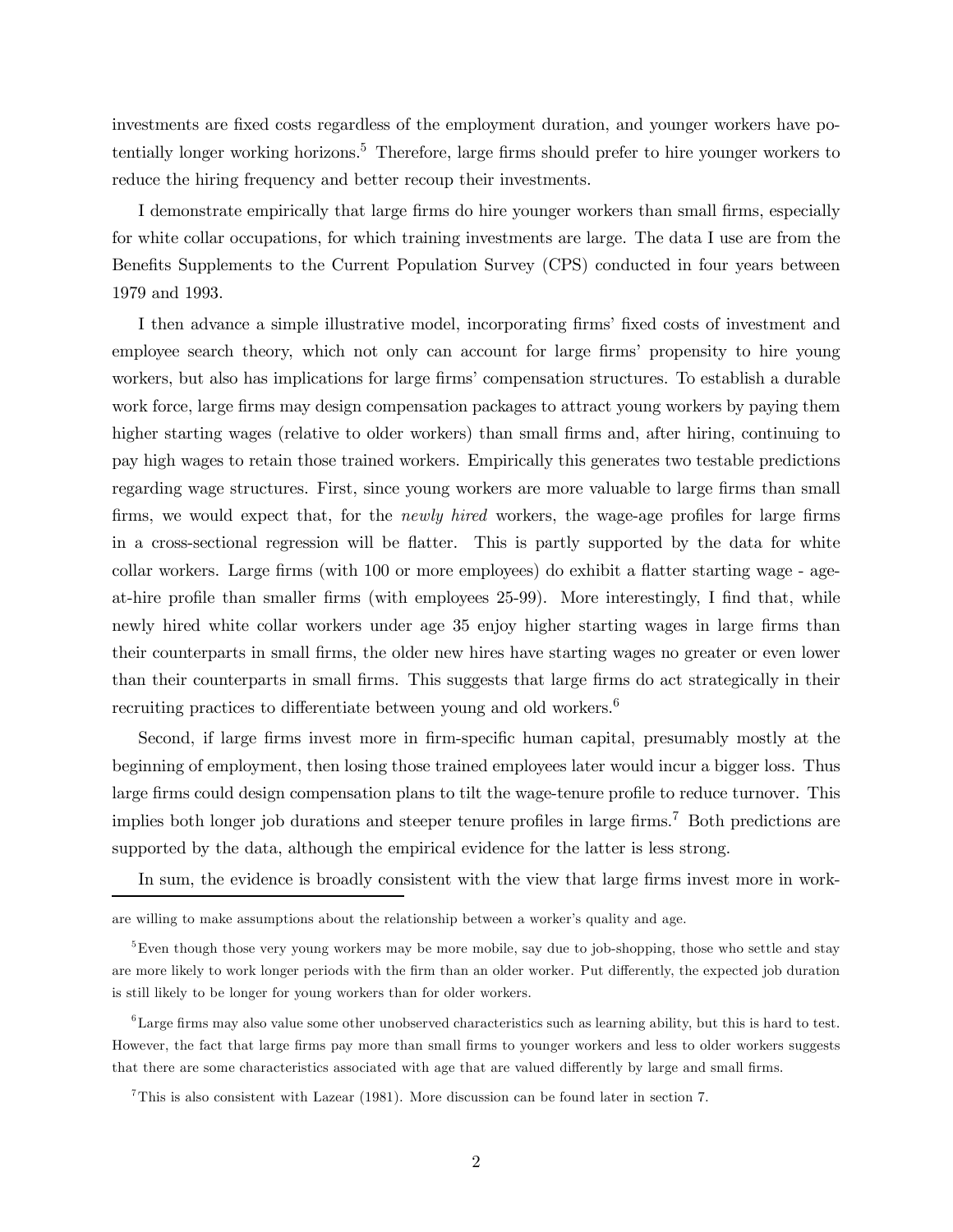investments are fixed costs regardless of the employment duration, and younger workers have potentially longer working horizons.[5] Therefore, large firms should prefer to hire younger workers to reduce the hiring frequency and better recoup their investments.

I demonstrate empirically that large firms do hire younger workers than small firms, especially for white collar occupations, for which training investments are large. The data I use are from the Benefits Supplements to the Current Population Survey (CPS) conducted in four years between 1979 and 1993.

I then advance a simple illustrative model, incorporating firms' fixed costs of investment and employee search theory, which not only can account for large firms' propensity to hire young workers, but also has implications for large firms' compensation structures. To establish a durable work force, large firms may design compensation packages to attract young workers by paying them higher starting wages (relative to older workers) than small firms and, after hiring, continuing to pay high wages to retain those trained workers. Empirically this generates two testable predictions regarding wage structures. First, since young workers are more valuable to large firms than small firms, we would expect that, for the *newly hired* workers, the wage-age profiles for large firms in a cross-sectional regression will be flatter. This is partly supported by the data for white collar workers. Large firms (with 100 or more employees) do exhibit a flatter starting wage - age-at-hire profile than smaller firms (with employees 25-99). More interestingly, I find that, while newly hired white collar workers under age 35 enjoy higher starting wages in large firms than their counterparts in small firms, the older new hires have starting wages no greater or even lower than their counterparts in small firms. This suggests that large firms do act strategically in their recruiting practices to differentiate between young and old workers.[6]

Second, if large firms invest more in firm-specific human capital, presumably mostly at the beginning of employment, then losing those trained employees later would incur a bigger loss. Thus large firms could design compensation plans to tilt the wage-tenure profile to reduce turnover. This implies both longer job durations and steeper tenure profiles in large firms.[7] Both predictions are supported by the data, although the empirical evidence for the latter is less strong.

In sum, the evidence is broadly consistent with the view that large firms invest more in work-

---

are willing to make assumptions about the relationship between a worker's quality and age.

[5] Even though those very young workers may be more mobile, say due to job-shopping, those who settle and stay are more likely to work longer periods with the firm than an older worker. Put differently, the expected job duration is still likely to be longer for young workers than for older workers.

[6] Large firms may also value some other unobserved characteristics such as learning ability, but this is hard to test. However, the fact that large firms pay more than small firms to younger workers and less to older workers suggests that there are some characteristics associated with age that are valued differently by large and small firms.

[7] This is also consistent with Lazear (1981). More discussion can be found later in section 7.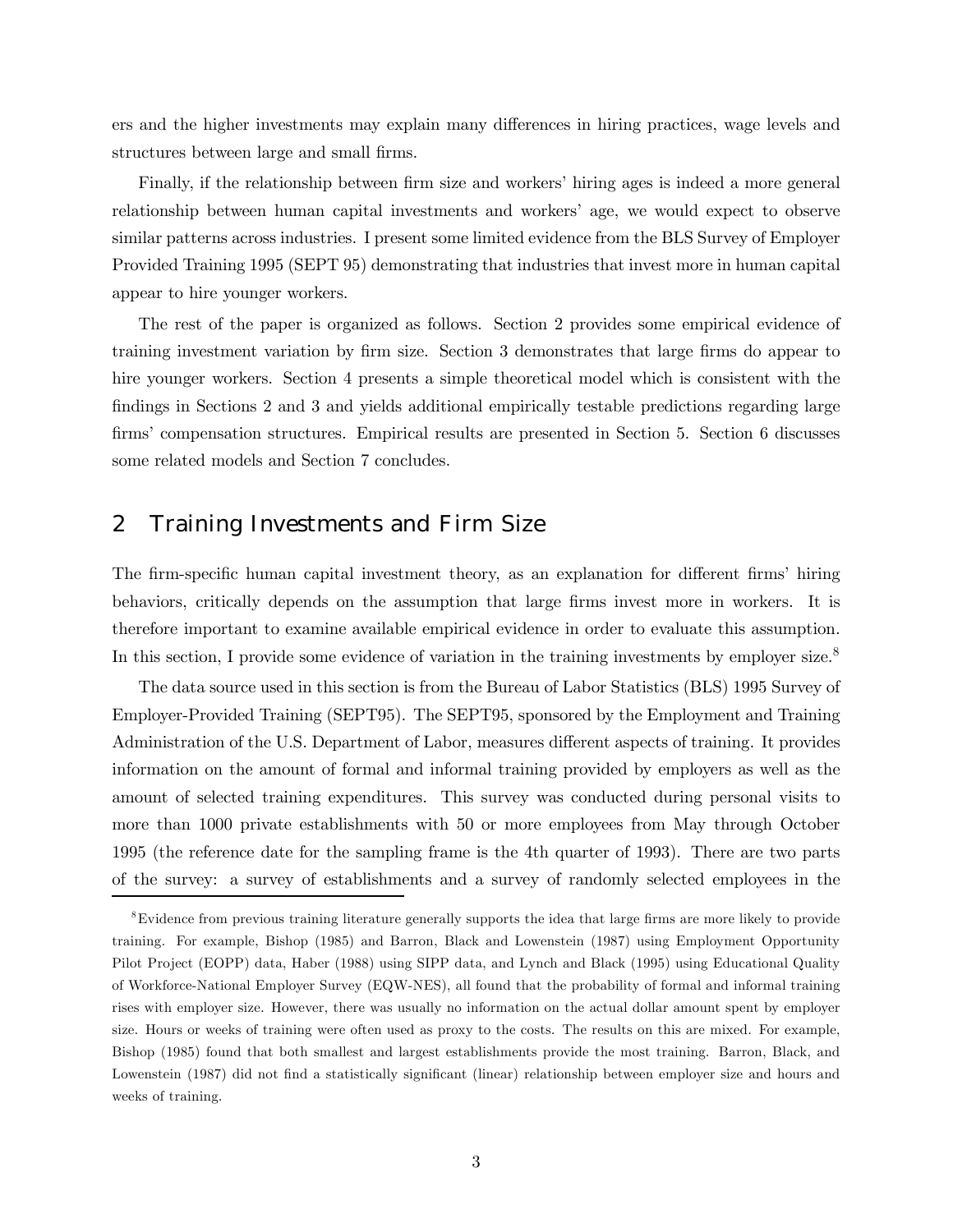ers and the higher investments may explain many differences in hiring practices, wage levels and structures between large and small firms.

Finally, if the relationship between firm size and workers' hiring ages is indeed a more general relationship between human capital investments and workers' age, we would expect to observe similar patterns across industries. I present some limited evidence from the BLS Survey of Employer Provided Training 1995 (SEPT 95) demonstrating that industries that invest more in human capital appear to hire younger workers.

The rest of the paper is organized as follows. Section 2 provides some empirical evidence of training investment variation by firm size. Section 3 demonstrates that large firms do appear to hire younger workers. Section 4 presents a simple theoretical model which is consistent with the findings in Sections 2 and 3 and yields additional empirically testable predictions regarding large firms' compensation structures. Empirical results are presented in Section 5. Section 6 discusses some related models and Section 7 concludes.

## 2 Training Investments and Firm Size

The firm-specific human capital investment theory, as an explanation for different firms' hiring behaviors, critically depends on the assumption that large firms invest more in workers. It is therefore important to examine available empirical evidence in order to evaluate this assumption. In this section, I provide some evidence of variation in the training investments by employer size.[8]

The data source used in this section is from the Bureau of Labor Statistics (BLS) 1995 Survey of Employer-Provided Training (SEPT95). The SEPT95, sponsored by the Employment and Training Administration of the U.S. Department of Labor, measures different aspects of training. It provides information on the amount of formal and informal training provided by employers as well as the amount of selected training expenditures. This survey was conducted during personal visits to more than 1000 private establishments with 50 or more employees from May through October 1995 (the reference date for the sampling frame is the 4th quarter of 1993). There are two parts of the survey: a survey of establishments and a survey of randomly selected employees in the

[8] Evidence from previous training literature generally supports the idea that large firms are more likely to provide training. For example, Bishop (1985) and Barron, Black and Lowenstein (1987) using Employment Opportunity Pilot Project (EOPP) data, Haber (1988) using SIPP data, and Lynch and Black (1995) using Educational Quality of Workforce-National Employer Survey (EQW-NES), all found that the probability of formal and informal training rises with employer size. However, there was usually no information on the actual dollar amount spent by employer size. Hours or weeks of training were often used as proxy to the costs. The results on this are mixed. For example, Bishop (1985) found that both smallest and largest establishments provide the most training. Barron, Black, and Lowenstein (1987) did not find a statistically significant (linear) relationship between employer size and hours and weeks of training.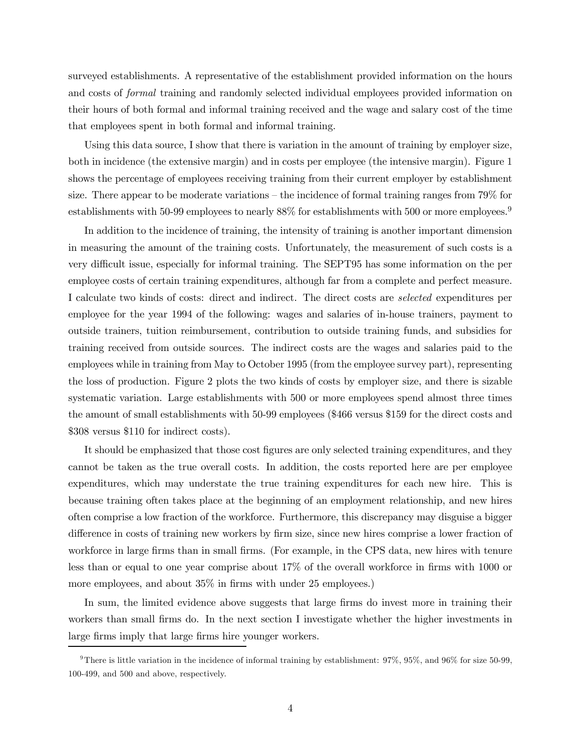surveyed establishments. A representative of the establishment provided information on the hours and costs of *formal* training and randomly selected individual employees provided information on their hours of both formal and informal training received and the wage and salary cost of the time that employees spent in both formal and informal training.

Using this data source, I show that there is variation in the amount of training by employer size, both in incidence (the extensive margin) and in costs per employee (the intensive margin). Figure 1 shows the percentage of employees receiving training from their current employer by establishment size. There appear to be moderate variations – the incidence of formal training ranges from 79% for establishments with 50-99 employees to nearly 88% for establishments with 500 or more employees.[9]

In addition to the incidence of training, the intensity of training is another important dimension in measuring the amount of the training costs. Unfortunately, the measurement of such costs is a very difficult issue, especially for informal training. The SEPT95 has some information on the per employee costs of certain training expenditures, although far from a complete and perfect measure. I calculate two kinds of costs: direct and indirect. The direct costs are *selected* expenditures per employee for the year 1994 of the following: wages and salaries of in-house trainers, payment to outside trainers, tuition reimbursement, contribution to outside training funds, and subsidies for training received from outside sources. The indirect costs are the wages and salaries paid to the employees while in training from May to October 1995 (from the employee survey part), representing the loss of production. Figure 2 plots the two kinds of costs by employer size, and there is sizable systematic variation. Large establishments with 500 or more employees spend almost three times the amount of small establishments with 50-99 employees ($466 versus $159 for the direct costs and $308 versus $110 for indirect costs).

It should be emphasized that those cost figures are only selected training expenditures, and they cannot be taken as the true overall costs. In addition, the costs reported here are per employee expenditures, which may understate the true training expenditures for each new hire. This is because training often takes place at the beginning of an employment relationship, and new hires often comprise a low fraction of the workforce. Furthermore, this discrepancy may disguise a bigger difference in costs of training new workers by firm size, since new hires comprise a lower fraction of workforce in large firms than in small firms. (For example, in the CPS data, new hires with tenure less than or equal to one year comprise about 17% of the overall workforce in firms with 1000 or more employees, and about 35% in firms with under 25 employees.)

In sum, the limited evidence above suggests that large firms do invest more in training their workers than small firms do. In the next section I investigate whether the higher investments in large firms imply that large firms hire younger workers.

[9]There is little variation in the incidence of informal training by establishment: 97%, 95%, and 96% for size 50-99, 100-499, and 500 and above, respectively.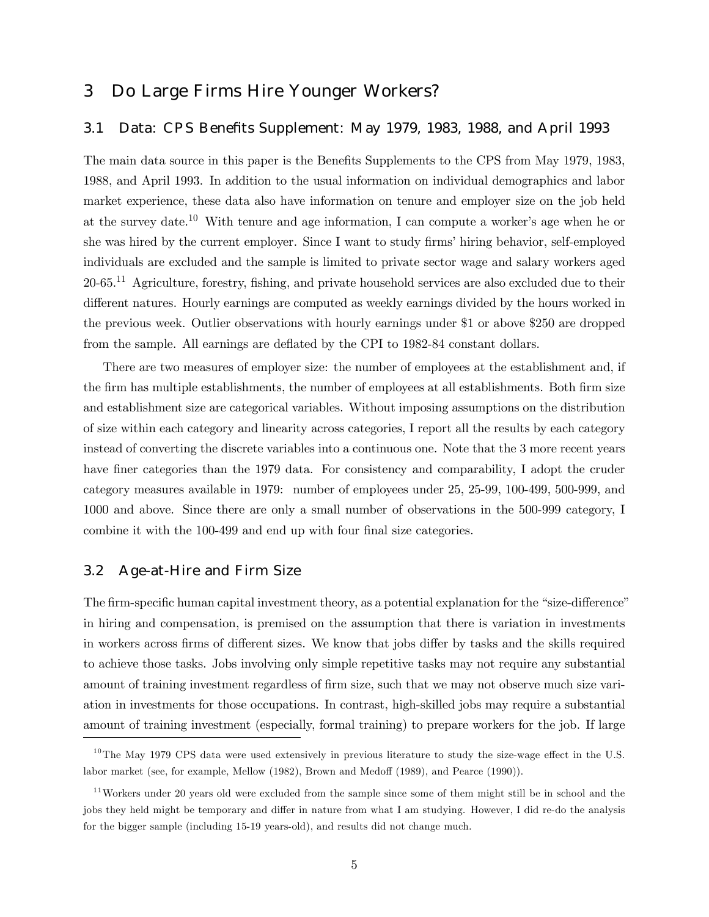## 3 Do Large Firms Hire Younger Workers?

### 3.1 Data: CPS Benefits Supplement: May 1979, 1983, 1988, and April 1993

The main data source in this paper is the Benefits Supplements to the CPS from May 1979, 1983, 1988, and April 1993. In addition to the usual information on individual demographics and labor market experience, these data also have information on tenure and employer size on the job held at the survey date.[10] With tenure and age information, I can compute a worker's age when he or she was hired by the current employer. Since I want to study firms' hiring behavior, self-employed individuals are excluded and the sample is limited to private sector wage and salary workers aged 20-65.[11] Agriculture, forestry, fishing, and private household services are also excluded due to their different natures. Hourly earnings are computed as weekly earnings divided by the hours worked in the previous week. Outlier observations with hourly earnings under $1 or above $250 are dropped from the sample. All earnings are deflated by the CPI to 1982-84 constant dollars.

There are two measures of employer size: the number of employees at the establishment and, if the firm has multiple establishments, the number of employees at all establishments. Both firm size and establishment size are categorical variables. Without imposing assumptions on the distribution of size within each category and linearity across categories, I report all the results by each category instead of converting the discrete variables into a continuous one. Note that the 3 more recent years have finer categories than the 1979 data. For consistency and comparability, I adopt the cruder category measures available in 1979: number of employees under 25, 25-99, 100-499, 500-999, and 1000 and above. Since there are only a small number of observations in the 500-999 category, I combine it with the 100-499 and end up with four final size categories.

### 3.2 Age-at-Hire and Firm Size

The firm-specific human capital investment theory, as a potential explanation for the "size-difference" in hiring and compensation, is premised on the assumption that there is variation in investments in workers across firms of different sizes. We know that jobs differ by tasks and the skills required to achieve those tasks. Jobs involving only simple repetitive tasks may not require any substantial amount of training investment regardless of firm size, such that we may not observe much size variation in investments for those occupations. In contrast, high-skilled jobs may require a substantial amount of training investment (especially, formal training) to prepare workers for the job. If large

[10] The May 1979 CPS data were used extensively in previous literature to study the size-wage effect in the U.S. labor market (see, for example, Mellow (1982), Brown and Medoff (1989), and Pearce (1990)).

[11] Workers under 20 years old were excluded from the sample since some of them might still be in school and the jobs they held might be temporary and differ in nature from what I am studying. However, I did re-do the analysis for the bigger sample (including 15-19 years-old), and results did not change much.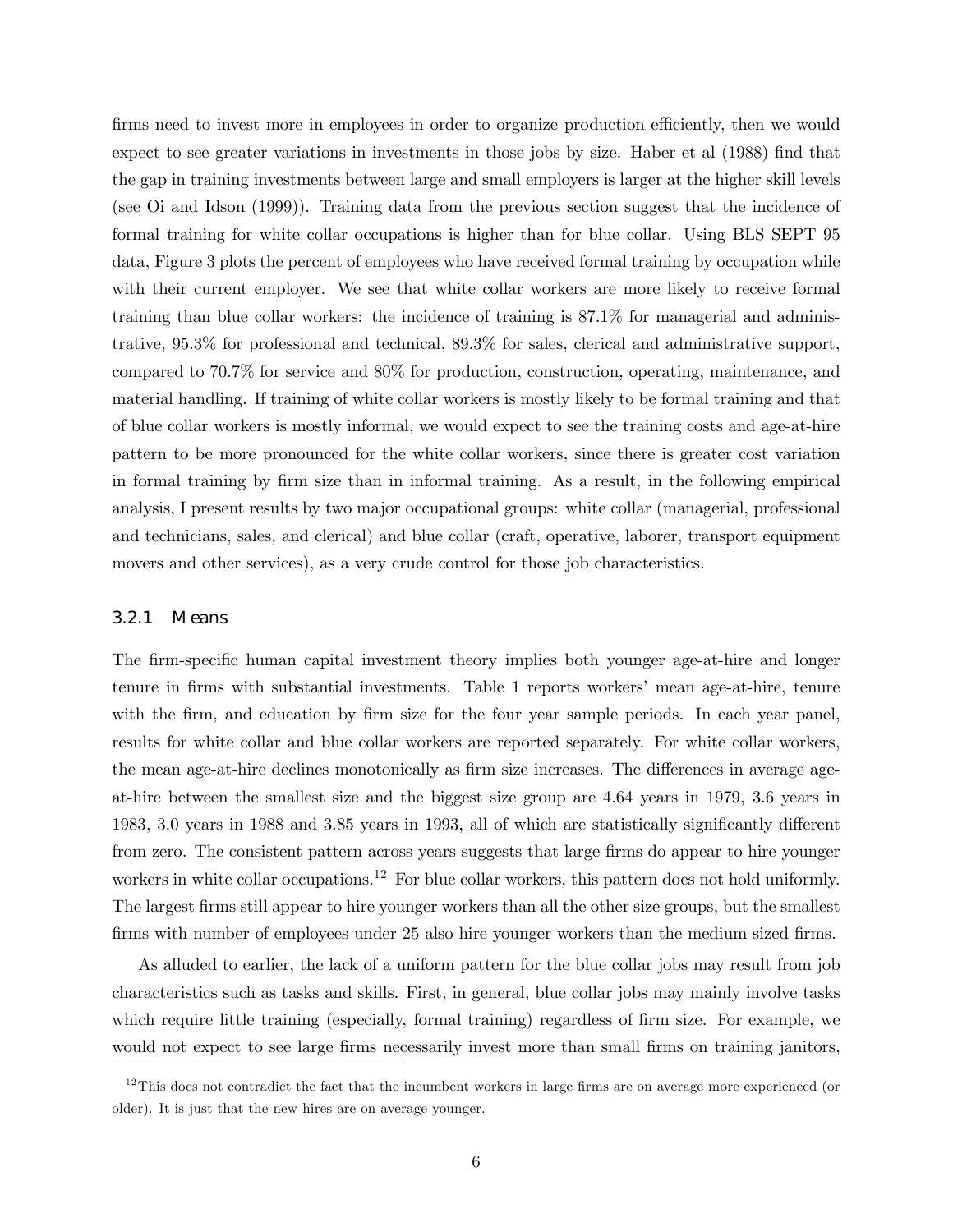firms need to invest more in employees in order to organize production efficiently, then we would expect to see greater variations in investments in those jobs by size. Haber et al (1988) find that the gap in training investments between large and small employers is larger at the higher skill levels (see Oi and Idson (1999)). Training data from the previous section suggest that the incidence of formal training for white collar occupations is higher than for blue collar. Using BLS SEPT 95 data, Figure 3 plots the percent of employees who have received formal training by occupation while with their current employer. We see that white collar workers are more likely to receive formal training than blue collar workers: the incidence of training is 87.1% for managerial and administrative, 95.3% for professional and technical, 89.3% for sales, clerical and administrative support, compared to 70.7% for service and 80% for production, construction, operating, maintenance, and material handling. If training of white collar workers is mostly likely to be formal training and that of blue collar workers is mostly informal, we would expect to see the training costs and age-at-hire pattern to be more pronounced for the white collar workers, since there is greater cost variation in formal training by firm size than in informal training. As a result, in the following empirical analysis, I present results by two major occupational groups: white collar (managerial, professional and technicians, sales, and clerical) and blue collar (craft, operative, laborer, transport equipment movers and other services), as a very crude control for those job characteristics.

### 3.2.1 Means

The firm-specific human capital investment theory implies both younger age-at-hire and longer tenure in firms with substantial investments. Table 1 reports workers' mean age-at-hire, tenure with the firm, and education by firm size for the four year sample periods. In each year panel, results for white collar and blue collar workers are reported separately. For white collar workers, the mean age-at-hire declines monotonically as firm size increases. The differences in average age-at-hire between the smallest size and the biggest size group are 4.64 years in 1979, 3.6 years in 1983, 3.0 years in 1988 and 3.85 years in 1993, all of which are statistically significantly different from zero. The consistent pattern across years suggests that large firms do appear to hire younger workers in white collar occupations.[12] For blue collar workers, this pattern does not hold uniformly. The largest firms still appear to hire younger workers than all the other size groups, but the smallest firms with number of employees under 25 also hire younger workers than the medium sized firms.

As alluded to earlier, the lack of a uniform pattern for the blue collar jobs may result from job characteristics such as tasks and skills. First, in general, blue collar jobs may mainly involve tasks which require little training (especially, formal training) regardless of firm size. For example, we would not expect to see large firms necessarily invest more than small firms on training janitors,

[12] This does not contradict the fact that the incumbent workers in large firms are on average more experienced (or older). It is just that the new hires are on average younger.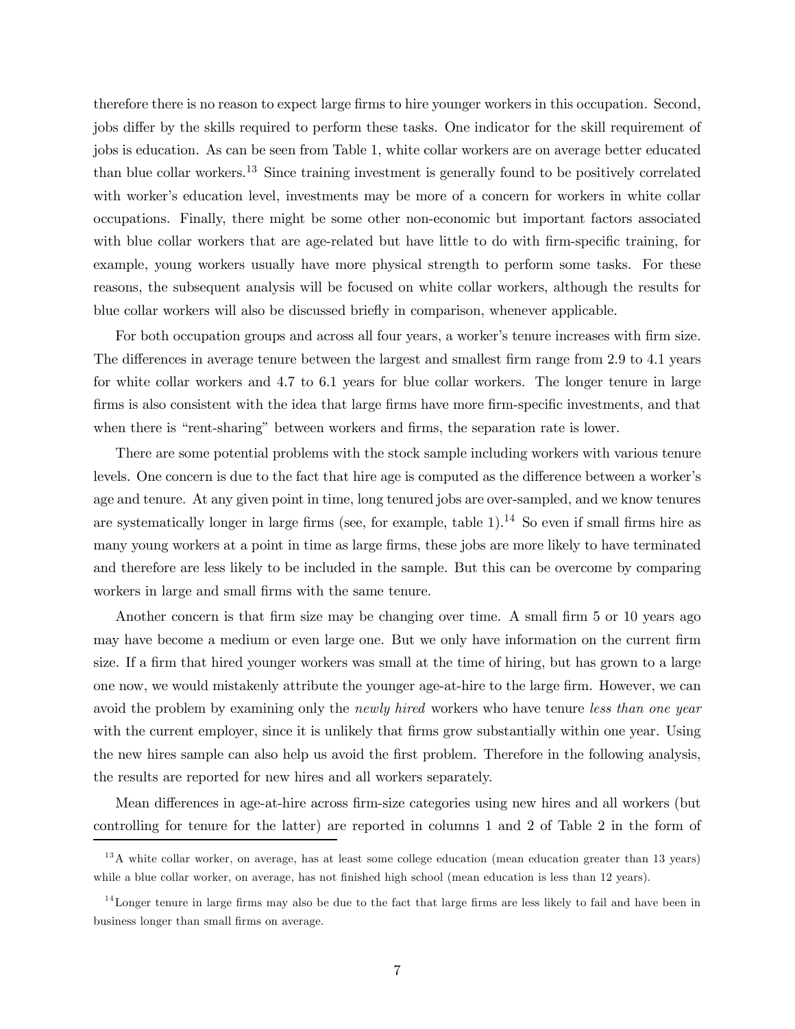therefore there is no reason to expect large firms to hire younger workers in this occupation. Second, jobs differ by the skills required to perform these tasks. One indicator for the skill requirement of jobs is education. As can be seen from Table 1, white collar workers are on average better educated than blue collar workers.[13] Since training investment is generally found to be positively correlated with worker's education level, investments may be more of a concern for workers in white collar occupations. Finally, there might be some other non-economic but important factors associated with blue collar workers that are age-related but have little to do with firm-specific training, for example, young workers usually have more physical strength to perform some tasks. For these reasons, the subsequent analysis will be focused on white collar workers, although the results for blue collar workers will also be discussed briefly in comparison, whenever applicable.

For both occupation groups and across all four years, a worker's tenure increases with firm size. The differences in average tenure between the largest and smallest firm range from 2.9 to 4.1 years for white collar workers and 4.7 to 6.1 years for blue collar workers. The longer tenure in large firms is also consistent with the idea that large firms have more firm-specific investments, and that when there is "rent-sharing" between workers and firms, the separation rate is lower.

There are some potential problems with the stock sample including workers with various tenure levels. One concern is due to the fact that hire age is computed as the difference between a worker's age and tenure. At any given point in time, long tenured jobs are over-sampled, and we know tenures are systematically longer in large firms (see, for example, table 1).[14] So even if small firms hire as many young workers at a point in time as large firms, these jobs are more likely to have terminated and therefore are less likely to be included in the sample. But this can be overcome by comparing workers in large and small firms with the same tenure.

Another concern is that firm size may be changing over time. A small firm 5 or 10 years ago may have become a medium or even large one. But we only have information on the current firm size. If a firm that hired younger workers was small at the time of hiring, but has grown to a large one now, we would mistakenly attribute the younger age-at-hire to the large firm. However, we can avoid the problem by examining only the *newly hired* workers who have tenure *less than one year* with the current employer, since it is unlikely that firms grow substantially within one year. Using the new hires sample can also help us avoid the first problem. Therefore in the following analysis, the results are reported for new hires and all workers separately.

Mean differences in age-at-hire across firm-size categories using new hires and all workers (but controlling for tenure for the latter) are reported in columns 1 and 2 of Table 2 in the form of

[13] A white collar worker, on average, has at least some college education (mean education greater than 13 years) while a blue collar worker, on average, has not finished high school (mean education is less than 12 years).

[14] Longer tenure in large firms may also be due to the fact that large firms are less likely to fail and have been in business longer than small firms on average.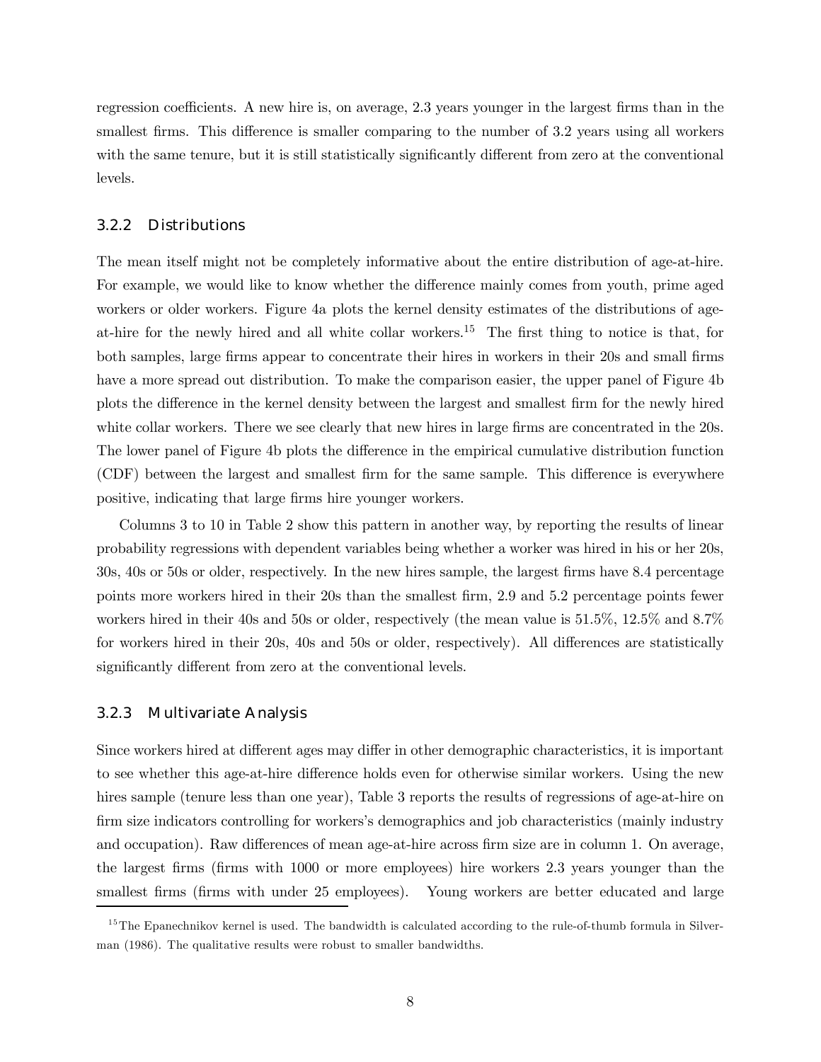regression coefficients. A new hire is, on average, 2.3 years younger in the largest firms than in the smallest firms. This difference is smaller comparing to the number of 3.2 years using all workers with the same tenure, but it is still statistically significantly different from zero at the conventional levels.

### 3.2.2 Distributions

The mean itself might not be completely informative about the entire distribution of age-at-hire. For example, we would like to know whether the difference mainly comes from youth, prime aged workers or older workers. Figure 4a plots the kernel density estimates of the distributions of age-at-hire for the newly hired and all white collar workers.[15] The first thing to notice is that, for both samples, large firms appear to concentrate their hires in workers in their 20s and small firms have a more spread out distribution. To make the comparison easier, the upper panel of Figure 4b plots the difference in the kernel density between the largest and smallest firm for the newly hired white collar workers. There we see clearly that new hires in large firms are concentrated in the 20s. The lower panel of Figure 4b plots the difference in the empirical cumulative distribution function (CDF) between the largest and smallest firm for the same sample. This difference is everywhere positive, indicating that large firms hire younger workers.

Columns 3 to 10 in Table 2 show this pattern in another way, by reporting the results of linear probability regressions with dependent variables being whether a worker was hired in his or her 20s, 30s, 40s or 50s or older, respectively. In the new hires sample, the largest firms have 8.4 percentage points more workers hired in their 20s than the smallest firm, 2.9 and 5.2 percentage points fewer workers hired in their 40s and 50s or older, respectively (the mean value is 51.5%, 12.5% and 8.7% for workers hired in their 20s, 40s and 50s or older, respectively). All differences are statistically significantly different from zero at the conventional levels.

### 3.2.3 Multivariate Analysis

Since workers hired at different ages may differ in other demographic characteristics, it is important to see whether this age-at-hire difference holds even for otherwise similar workers. Using the new hires sample (tenure less than one year), Table 3 reports the results of regressions of age-at-hire on firm size indicators controlling for workers's demographics and job characteristics (mainly industry and occupation). Raw differences of mean age-at-hire across firm size are in column 1. On average, the largest firms (firms with 1000 or more employees) hire workers 2.3 years younger than the smallest firms (firms with under 25 employees). Young workers are better educated and large

[15] The Epanechnikov kernel is used. The bandwidth is calculated according to the rule-of-thumb formula in Silverman (1986). The qualitative results were robust to smaller bandwidths.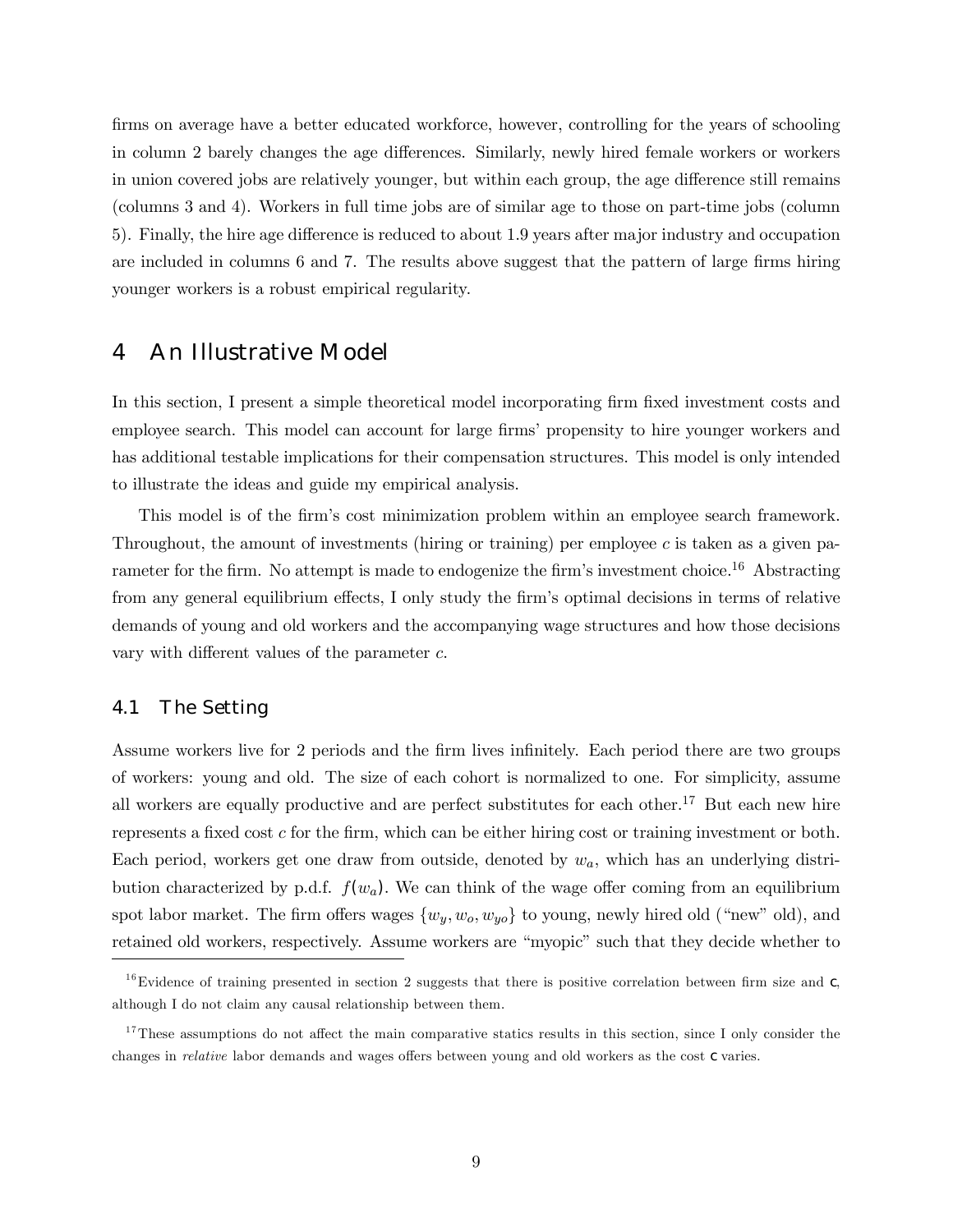firms on average have a better educated workforce, however, controlling for the years of schooling in column 2 barely changes the age differences. Similarly, newly hired female workers or workers in union covered jobs are relatively younger, but within each group, the age difference still remains (columns 3 and 4). Workers in full time jobs are of similar age to those on part-time jobs (column 5). Finally, the hire age difference is reduced to about 1.9 years after major industry and occupation are included in columns 6 and 7. The results above suggest that the pattern of large firms hiring younger workers is a robust empirical regularity.

# 4 An Illustrative Model

In this section, I present a simple theoretical model incorporating firm fixed investment costs and employee search. This model can account for large firms' propensity to hire younger workers and has additional testable implications for their compensation structures. This model is only intended to illustrate the ideas and guide my empirical analysis.

This model is of the firm's cost minimization problem within an employee search framework. Throughout, the amount of investments (hiring or training) per employee $c$ is taken as a given parameter for the firm. No attempt is made to endogenize the firm's investment choice.[16] Abstracting from any general equilibrium effects, I only study the firm's optimal decisions in terms of relative demands of young and old workers and the accompanying wage structures and how those decisions vary with different values of the parameter $c$.

## 4.1 The Setting

Assume workers live for 2 periods and the firm lives infinitely. Each period there are two groups of workers: young and old. The size of each cohort is normalized to one. For simplicity, assume all workers are equally productive and are perfect substitutes for each other.[17] But each new hire represents a fixed cost $c$ for the firm, which can be either hiring cost or training investment or both. Each period, workers get one draw from outside, denoted by $w_a$, which has an underlying distribution characterized by p.d.f. $f(w_a)$. We can think of the wage offer coming from an equilibrium spot labor market. The firm offers wages $\{w_y, w_o, w_{yo}\}$ to young, newly hired old ("new" old), and retained old workers, respectively. Assume workers are "myopic" such that they decide whether to

[16] Evidence of training presented in section 2 suggests that there is positive correlation between firm size and $c$, although I do not claim any causal relationship between them.

[17] These assumptions do not affect the main comparative statics results in this section, since I only consider the changes in *relative* labor demands and wages offers between young and old workers as the cost $c$ varies.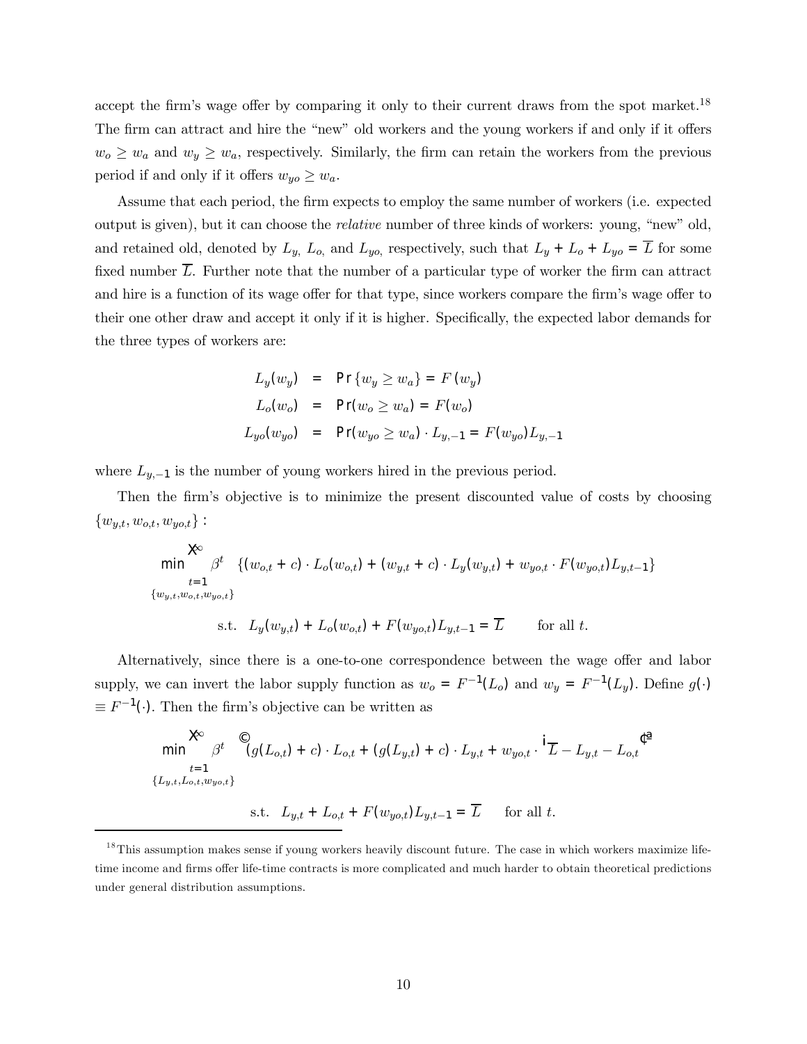accept the firm's wage offer by comparing it only to their current draws from the spot market.[18] The firm can attract and hire the "new" old workers and the young workers if and only if it offers $w_o \geq w_a$ and $w_y \geq w_a$, respectively. Similarly, the firm can retain the workers from the previous period if and only if it offers $w_{yo} \geq w_a$.

Assume that each period, the firm expects to employ the same number of workers (i.e. expected output is given), but it can choose the *relative* number of three kinds of workers: young, "new" old, and retained old, denoted by $L_y$, $L_o$, and $L_{yo}$, respectively, such that $L_y + L_o + L_{yo} = \overline{L}$ for some fixed number $\overline{L}$. Further note that the number of a particular type of worker the firm can attract and hire is a function of its wage offer for that type, since workers compare the firm's wage offer to their one other draw and accept it only if it is higher. Specifically, the expected labor demands for the three types of workers are:

$$\begin{aligned} L_y(w_y) &= \Pr\{w_y \geq w_a\} = F(w_y) \\ L_o(w_o) &= \Pr(w_o \geq w_a) = F(w_o) \\ L_{yo}(w_{yo}) &= \Pr(w_{yo} \geq w_a) \cdot L_{y,-1} = F(w_{yo})L_{y,-1} \end{aligned}$$

where $L_{y,-1}$ is the number of young workers hired in the previous period.

Then the firm's objective is to minimize the present discounted value of costs by choosing $\{w_{y,t}, w_{o,t}, w_{yo,t}\}$ :

$$\min_{\{w_{y,t}, w_{o,t}, w_{yo,t}\}} \sum_{t=1}^{\infty} \beta^t \quad \{(w_{o,t} + c) \cdot L_o(w_{o,t}) + (w_{y,t} + c) \cdot L_y(w_{y,t}) + w_{yo,t} \cdot F(w_{yo,t})L_{y,t-1}\}$$

$$\text{s.t.} \quad L_y(w_{y,t}) + L_o(w_{o,t}) + F(w_{yo,t})L_{y,t-1} = \overline{L} \qquad \text{for all } t.$$

Alternatively, since there is a one-to-one correspondence between the wage offer and labor supply, we can invert the labor supply function as $w_o = F^{-1}(L_o)$ and $w_y = F^{-1}(L_y)$. Define $g(\cdot) \equiv F^{-1}(\cdot)$. Then the firm's objective can be written as

$$\min_{\{L_{y,t}, L_{o,t}, w_{yo,t}\}} \sum_{t=1}^{\infty} \beta^t \quad \left\{(g(L_{o,t}) + c) \cdot L_{o,t} + (g(L_{y,t}) + c) \cdot L_{y,t} + w_{yo,t} \cdot \left(\overline{L} - L_{y,t} - L_{o,t}\right)\right\}$$

$$\text{s.t.} \quad L_{y,t} + L_{o,t} + F(w_{yo,t})L_{y,t-1} = \overline{L} \qquad \text{for all } t.$$

---

[18] This assumption makes sense if young workers heavily discount future. The case in which workers maximize life-time income and firms offer life-time contracts is more complicated and much harder to obtain theoretical predictions under general distribution assumptions.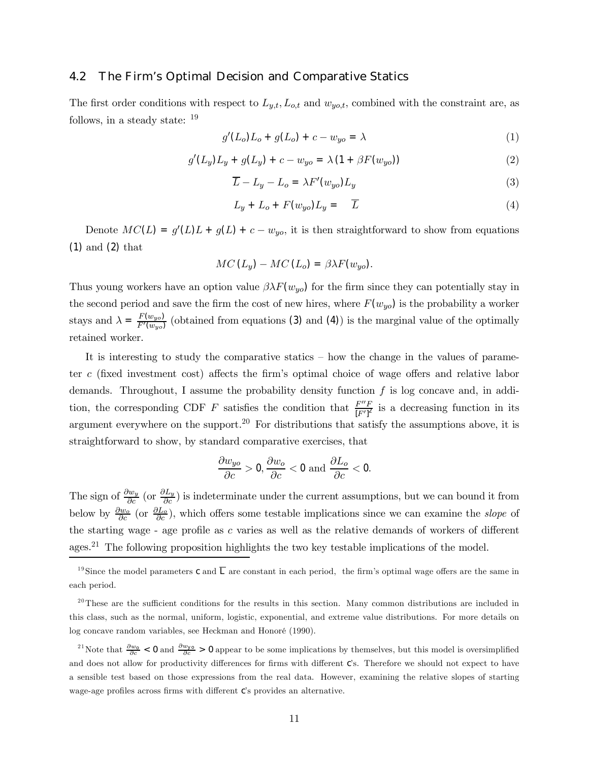### 4.2 The Firm's Optimal Decision and Comparative Statics

The first order conditions with respect to $L_{y,t}, L_{o,t}$ and $w_{yo,t}$, combined with the constraint are, as follows, in a steady state: [19]

$$g'(L_o)L_o + g(L_o) + c - w_{yo} = \lambda \tag{1}$$

$$g'(L_y)L_y + g(L_y) + c - w_{yo} = \lambda(1 + \beta F(w_{yo})) \tag{2}$$

$$\overline{L} - L_y - L_o = \lambda F'(w_{yo})L_y \tag{3}$$

$$L_y + L_o + F(w_{yo})L_y = \overline{L} \tag{4}$$

Denote $MC(L) = g'(L)L + g(L) + c - w_{yo}$, it is then straightforward to show from equations (1) and (2) that

$$MC(L_y) - MC(L_o) = \beta\lambda F(w_{yo}).$$

Thus young workers have an option value $\beta\lambda F(w_{yo})$ for the firm since they can potentially stay in the second period and save the firm the cost of new hires, where $F(w_{yo})$ is the probability a worker stays and $\lambda = \frac{F(w_{yo})}{F'(w_{yo})}$ (obtained from equations (3) and (4)) is the marginal value of the optimally retained worker.

It is interesting to study the comparative statics – how the change in the values of parameter $c$ (fixed investment cost) affects the firm's optimal choice of wage offers and relative labor demands. Throughout, I assume the probability density function $f$ is log concave and, in addition, the corresponding CDF $F$ satisfies the condition that $\frac{F''F}{[F']^2}$ is a decreasing function in its argument everywhere on the support.[20] For distributions that satisfy the assumptions above, it is straightforward to show, by standard comparative exercises, that

$$\frac{\partial w_{yo}}{\partial c} > 0, \frac{\partial w_o}{\partial c} < 0 \text{ and } \frac{\partial L_o}{\partial c} < 0.$$

The sign of $\frac{\partial w_y}{\partial c}$ (or $\frac{\partial L_y}{\partial c}$) is indeterminate under the current assumptions, but we can bound it from below by $\frac{\partial w_o}{\partial c}$ (or $\frac{\partial L_o}{\partial c}$), which offers some testable implications since we can examine the *slope* of the starting wage - age profile as $c$ varies as well as the relative demands of workers of different ages.[21] The following proposition highlights the two key testable implications of the model.

---

[19] Since the model parameters $c$ and $\overline{L}$ are constant in each period, the firm's optimal wage offers are the same in each period.

[20] These are the sufficient conditions for the results in this section. Many common distributions are included in this class, such as the normal, uniform, logistic, exponential, and extreme value distributions. For more details on log concave random variables, see Heckman and Honoré (1990).

[21] Note that $\frac{\partial w_o}{\partial c} < 0$ and $\frac{\partial w_{yo}}{\partial c} > 0$ appear to be some implications by themselves, but this model is oversimplified and does not allow for productivity differences for firms with different $c$'s. Therefore we should not expect to have a sensible test based on those expressions from the real data. However, examining the relative slopes of starting wage-age profiles across firms with different $c$'s provides an alternative.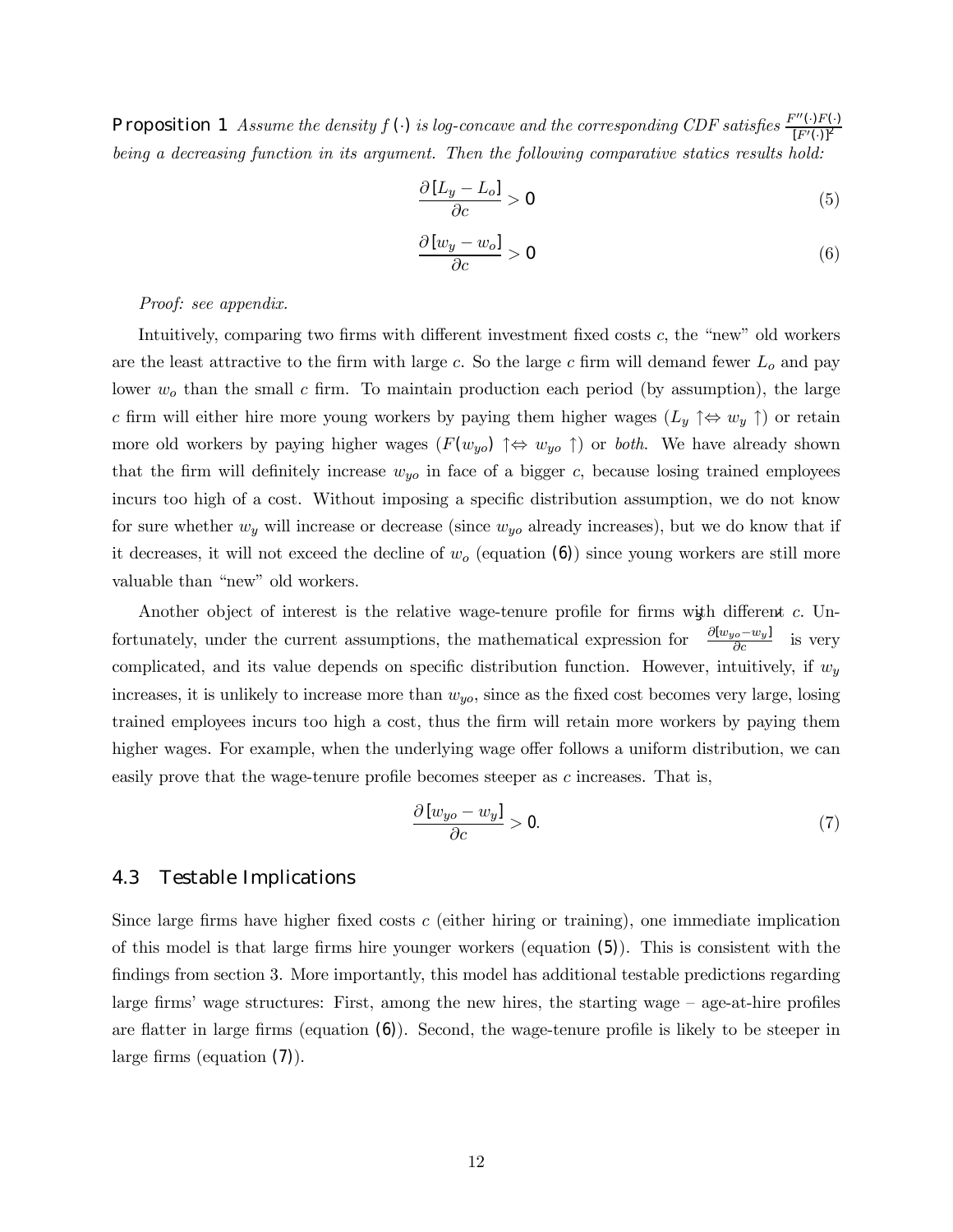**Proposition 1** *Assume the density $f(\cdot)$ is log-concave and the corresponding CDF satisfies $\frac{F''(\cdot)F(\cdot)}{[F'(\cdot)]^2}$ being a decreasing function in its argument. Then the following comparative statics results hold:*

$$\frac{\partial [L_y - L_o]}{\partial c} > 0 \tag{5}$$

$$\frac{\partial [w_y - w_o]}{\partial c} > 0 \tag{6}$$

*Proof: see appendix.*

Intuitively, comparing two firms with different investment fixed costs $c$, the "new" old workers are the least attractive to the firm with large $c$. So the large $c$ firm will demand fewer $L_o$ and pay lower $w_o$ than the small $c$ firm. To maintain production each period (by assumption), the large $c$ firm will either hire more young workers by paying them higher wages ($L_y \uparrow \Leftrightarrow w_y \uparrow$) or retain more old workers by paying higher wages ($F(w_{yo}) \uparrow \Leftrightarrow w_{yo} \uparrow$) or *both*. We have already shown that the firm will definitely increase $w_{yo}$ in face of a bigger $c$, because losing trained employees incurs too high of a cost. Without imposing a specific distribution assumption, we do not know for sure whether $w_y$ will increase or decrease (since $w_{yo}$ already increases), but we do know that if it decreases, it will not exceed the decline of $w_o$ (equation (6)) since young workers are still more valuable than "new" old workers.

Another object of interest is the relative wage-tenure profile for firms with different $c$. Unfortunately, under the current assumptions, the mathematical expression for $\frac{\partial [w_{yo} - w_y]}{\partial c}$ is very complicated, and its value depends on specific distribution function. However, intuitively, if $w_y$ increases, it is unlikely to increase more than $w_{yo}$, since as the fixed cost becomes very large, losing trained employees incurs too high a cost, thus the firm will retain more workers by paying them higher wages. For example, when the underlying wage offer follows a uniform distribution, we can easily prove that the wage-tenure profile becomes steeper as $c$ increases. That is,

$$\frac{\partial [w_{yo} - w_y]}{\partial c} > 0. \tag{7}$$

## 4.3 Testable Implications

Since large firms have higher fixed costs $c$ (either hiring or training), one immediate implication of this model is that large firms hire younger workers (equation (5)). This is consistent with the findings from section 3. More importantly, this model has additional testable predictions regarding large firms' wage structures: First, among the new hires, the starting wage – age-at-hire profiles are flatter in large firms (equation (6)). Second, the wage-tenure profile is likely to be steeper in large firms (equation (7)).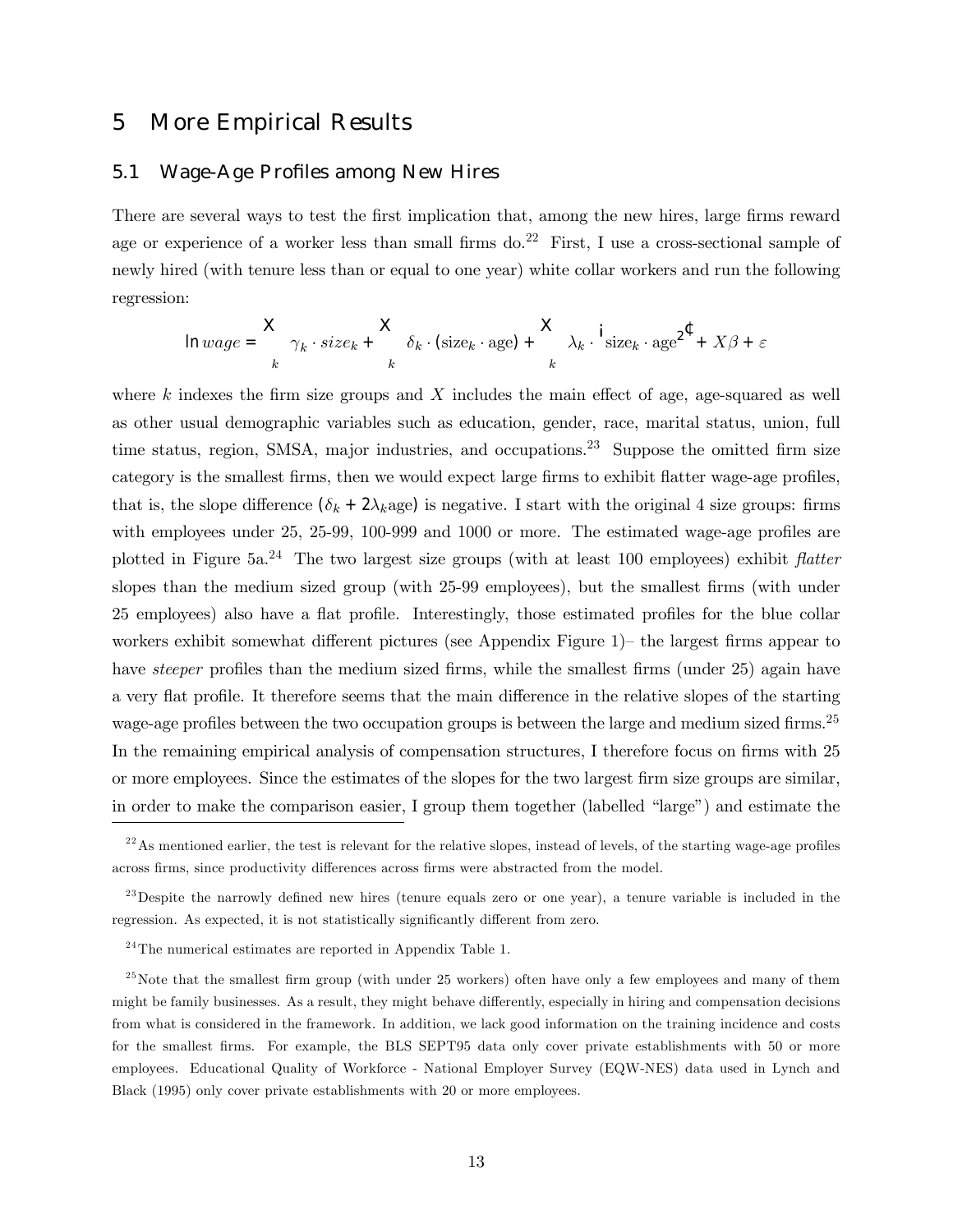# 5 More Empirical Results

## 5.1 Wage-Age Profiles among New Hires

There are several ways to test the first implication that, among the new hires, large firms reward age or experience of a worker less than small firms do.[22] First, I use a cross-sectional sample of newly hired (with tenure less than or equal to one year) white collar workers and run the following regression:

$$\ln wage = \sum_k \gamma_k \cdot size_k + \sum_k \delta_k \cdot (\text{size}_k \cdot \text{age}) + \sum_k \lambda_k \cdot \left(\text{size}_k \cdot \text{age}^2\right) + X\beta + \varepsilon$$

where $k$ indexes the firm size groups and $X$ includes the main effect of age, age-squared as well as other usual demographic variables such as education, gender, race, marital status, union, full time status, region, SMSA, major industries, and occupations.[23] Suppose the omitted firm size category is the smallest firms, then we would expect large firms to exhibit flatter wage-age profiles, that is, the slope difference $(\delta_k + 2\lambda_k \text{age})$ is negative. I start with the original 4 size groups: firms with employees under 25, 25-99, 100-999 and 1000 or more. The estimated wage-age profiles are plotted in Figure 5a.[24] The two largest size groups (with at least 100 employees) exhibit *flatter* slopes than the medium sized group (with 25-99 employees), but the smallest firms (with under 25 employees) also have a flat profile. Interestingly, those estimated profiles for the blue collar workers exhibit somewhat different pictures (see Appendix Figure 1)– the largest firms appear to have *steeper* profiles than the medium sized firms, while the smallest firms (under 25) again have a very flat profile. It therefore seems that the main difference in the relative slopes of the starting wage-age profiles between the two occupation groups is between the large and medium sized firms.[25] In the remaining empirical analysis of compensation structures, I therefore focus on firms with 25 or more employees. Since the estimates of the slopes for the two largest firm size groups are similar, in order to make the comparison easier, I group them together (labelled "large") and estimate the

[22] As mentioned earlier, the test is relevant for the relative slopes, instead of levels, of the starting wage-age profiles across firms, since productivity differences across firms were abstracted from the model.

[23] Despite the narrowly defined new hires (tenure equals zero or one year), a tenure variable is included in the regression. As expected, it is not statistically significantly different from zero.

[24] The numerical estimates are reported in Appendix Table 1.

[25] Note that the smallest firm group (with under 25 workers) often have only a few employees and many of them might be family businesses. As a result, they might behave differently, especially in hiring and compensation decisions from what is considered in the framework. In addition, we lack good information on the training incidence and costs for the smallest firms. For example, the BLS SEPT95 data only cover private establishments with 50 or more employees. Educational Quality of Workforce - National Employer Survey (EQW-NES) data used in Lynch and Black (1995) only cover private establishments with 20 or more employees.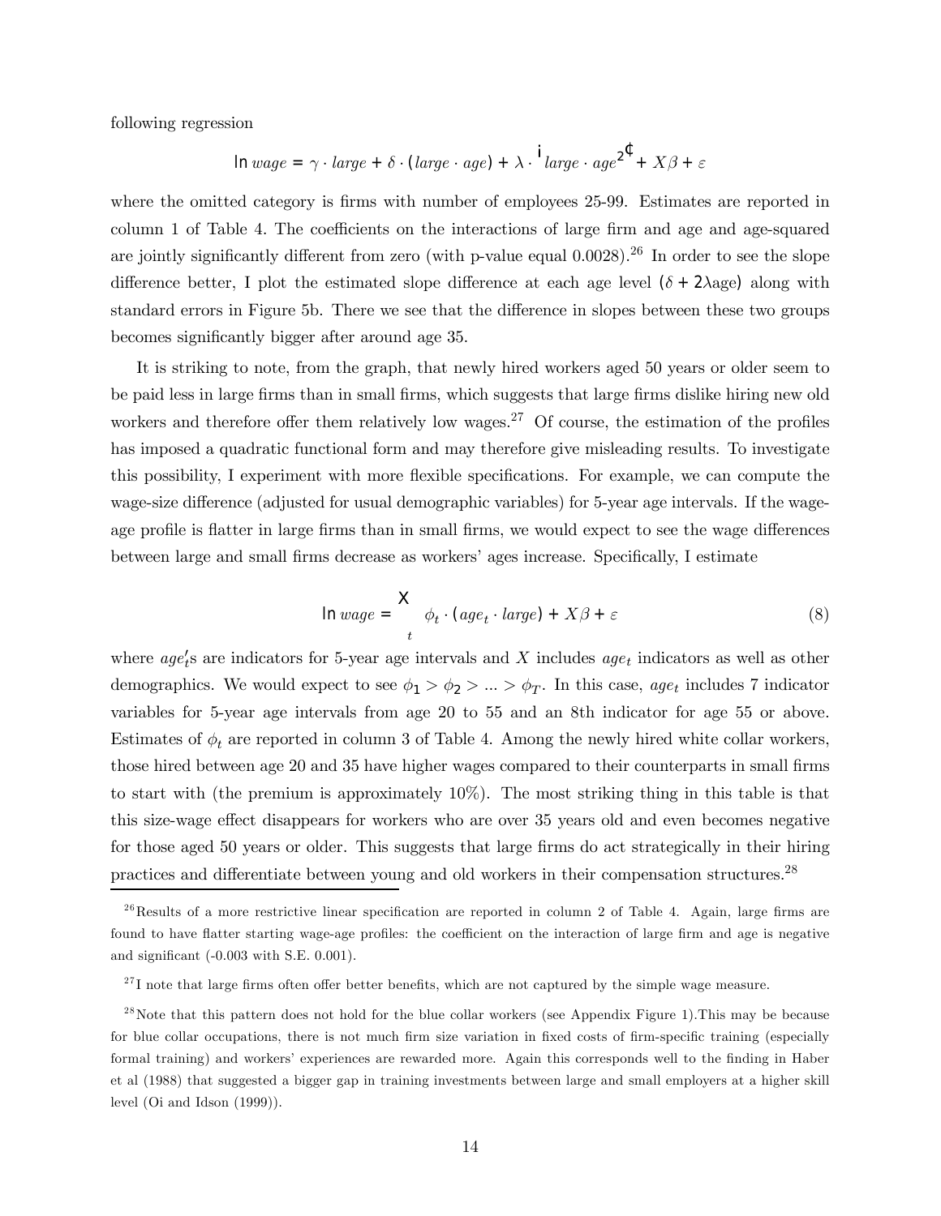following regression

$$\ln wage = \gamma \cdot large + \delta \cdot (large \cdot age) + \lambda \cdot \left( large \cdot age^2 \right) + X\beta + \varepsilon$$

where the omitted category is firms with number of employees 25-99. Estimates are reported in column 1 of Table 4. The coefficients on the interactions of large firm and age and age-squared are jointly significantly different from zero (with p-value equal 0.0028).[26] In order to see the slope difference better, I plot the estimated slope difference at each age level ($\delta + 2\lambda$age) along with standard errors in Figure 5b. There we see that the difference in slopes between these two groups becomes significantly bigger after around age 35.

It is striking to note, from the graph, that newly hired workers aged 50 years or older seem to be paid less in large firms than in small firms, which suggests that large firms dislike hiring new old workers and therefore offer them relatively low wages.[27] Of course, the estimation of the profiles has imposed a quadratic functional form and may therefore give misleading results. To investigate this possibility, I experiment with more flexible specifications. For example, we can compute the wage-size difference (adjusted for usual demographic variables) for 5-year age intervals. If the wage-age profile is flatter in large firms than in small firms, we would expect to see the wage differences between large and small firms decrease as workers' ages increase. Specifically, I estimate

$$\ln wage = \sum_t \phi_t \cdot (age_t \cdot large) + X\beta + \varepsilon \tag{8}$$

where $age_t'$s are indicators for 5-year age intervals and $X$ includes $age_t$ indicators as well as other demographics. We would expect to see $\phi_1 > \phi_2 > ... > \phi_T$. In this case, $age_t$ includes 7 indicator variables for 5-year age intervals from age 20 to 55 and an 8th indicator for age 55 or above. Estimates of $\phi_t$ are reported in column 3 of Table 4. Among the newly hired white collar workers, those hired between age 20 and 35 have higher wages compared to their counterparts in small firms to start with (the premium is approximately 10%). The most striking thing in this table is that this size-wage effect disappears for workers who are over 35 years old and even becomes negative for those aged 50 years or older. This suggests that large firms do act strategically in their hiring practices and differentiate between young and old workers in their compensation structures.[28]

[26] Results of a more restrictive linear specification are reported in column 2 of Table 4. Again, large firms are found to have flatter starting wage-age profiles: the coefficient on the interaction of large firm and age is negative and significant (-0.003 with S.E. 0.001).

[27] I note that large firms often offer better benefits, which are not captured by the simple wage measure.

[28] Note that this pattern does not hold for the blue collar workers (see Appendix Figure 1).This may be because for blue collar occupations, there is not much firm size variation in fixed costs of firm-specific training (especially formal training) and workers' experiences are rewarded more. Again this corresponds well to the finding in Haber et al (1988) that suggested a bigger gap in training investments between large and small employers at a higher skill level (Oi and Idson (1999)).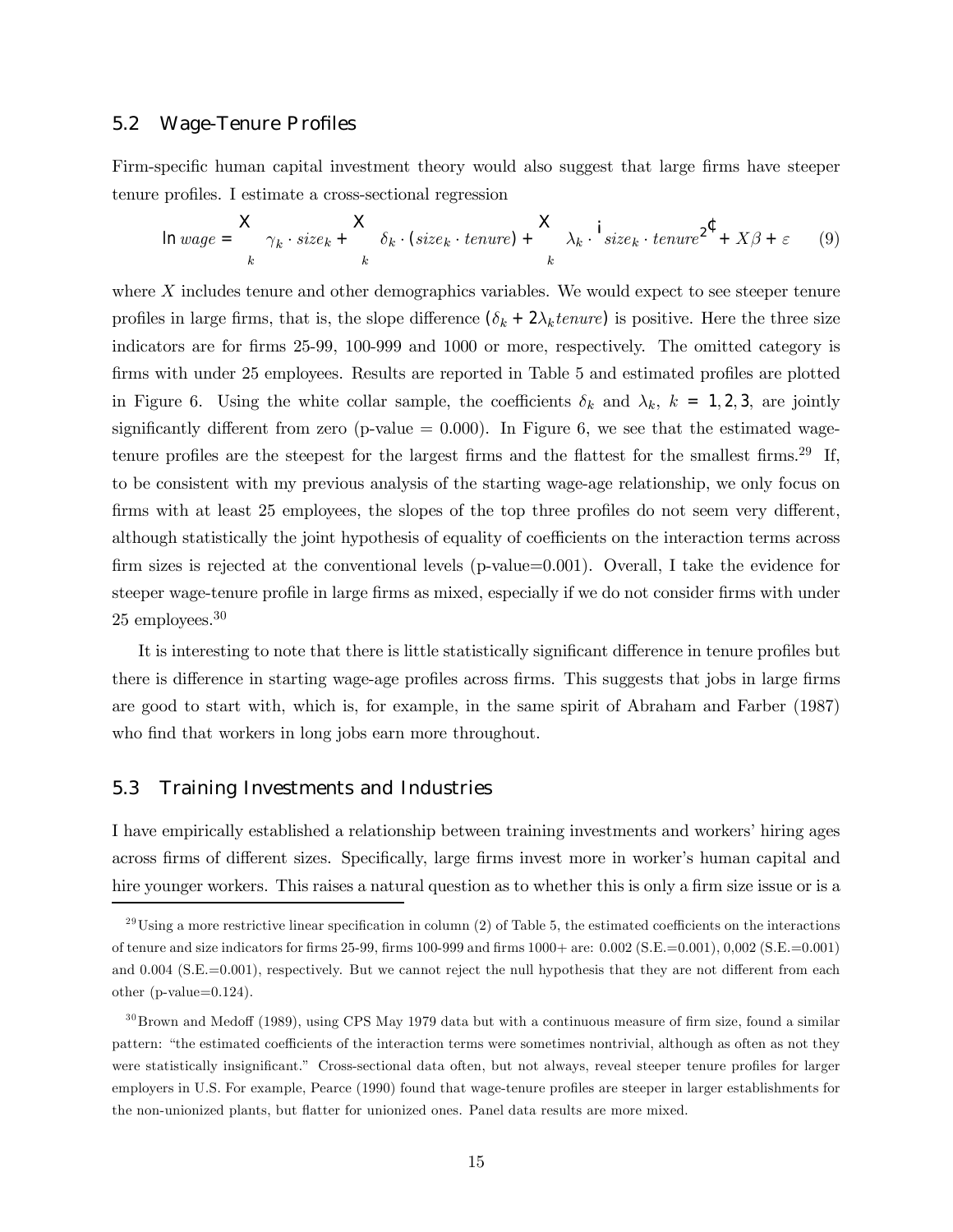## 5.2 Wage-Tenure Profiles

Firm-specific human capital investment theory would also suggest that large firms have steeper tenure profiles. I estimate a cross-sectional regression

$$\ln wage = \sum_k \gamma_k \cdot size_k + \sum_k \delta_k \cdot (size_k \cdot tenure) + \sum_k \lambda_k \cdot \left( size_k \cdot tenure^2 \right) + X\beta + \varepsilon \quad (9)$$

where $X$ includes tenure and other demographics variables. We would expect to see steeper tenure profiles in large firms, that is, the slope difference $(\delta_k + 2\lambda_k tenure)$ is positive. Here the three size indicators are for firms 25-99, 100-999 and 1000 or more, respectively. The omitted category is firms with under 25 employees. Results are reported in Table 5 and estimated profiles are plotted in Figure 6. Using the white collar sample, the coefficients $\delta_k$ and $\lambda_k$, $k = 1, 2, 3$, are jointly significantly different from zero (p-value = 0.000). In Figure 6, we see that the estimated wage-tenure profiles are the steepest for the largest firms and the flattest for the smallest firms.[29] If, to be consistent with my previous analysis of the starting wage-age relationship, we only focus on firms with at least 25 employees, the slopes of the top three profiles do not seem very different, although statistically the joint hypothesis of equality of coefficients on the interaction terms across firm sizes is rejected at the conventional levels (p-value=0.001). Overall, I take the evidence for steeper wage-tenure profile in large firms as mixed, especially if we do not consider firms with under 25 employees.[30]

It is interesting to note that there is little statistically significant difference in tenure profiles but there is difference in starting wage-age profiles across firms. This suggests that jobs in large firms are good to start with, which is, for example, in the same spirit of Abraham and Farber (1987) who find that workers in long jobs earn more throughout.

## 5.3 Training Investments and Industries

I have empirically established a relationship between training investments and workers' hiring ages across firms of different sizes. Specifically, large firms invest more in worker's human capital and hire younger workers. This raises a natural question as to whether this is only a firm size issue or is a

---

[29] Using a more restrictive linear specification in column (2) of Table 5, the estimated coefficients on the interactions of tenure and size indicators for firms 25-99, firms 100-999 and firms 1000+ are: 0.002 (S.E.=0.001), 0,002 (S.E.=0.001) and 0.004 (S.E.=0.001), respectively. But we cannot reject the null hypothesis that they are not different from each other (p-value=0.124).

[30] Brown and Medoff (1989), using CPS May 1979 data but with a continuous measure of firm size, found a similar pattern: "the estimated coefficients of the interaction terms were sometimes nontrivial, although as often as not they were statistically insignificant." Cross-sectional data often, but not always, reveal steeper tenure profiles for larger employers in U.S. For example, Pearce (1990) found that wage-tenure profiles are steeper in larger establishments for the non-unionized plants, but flatter for unionized ones. Panel data results are more mixed.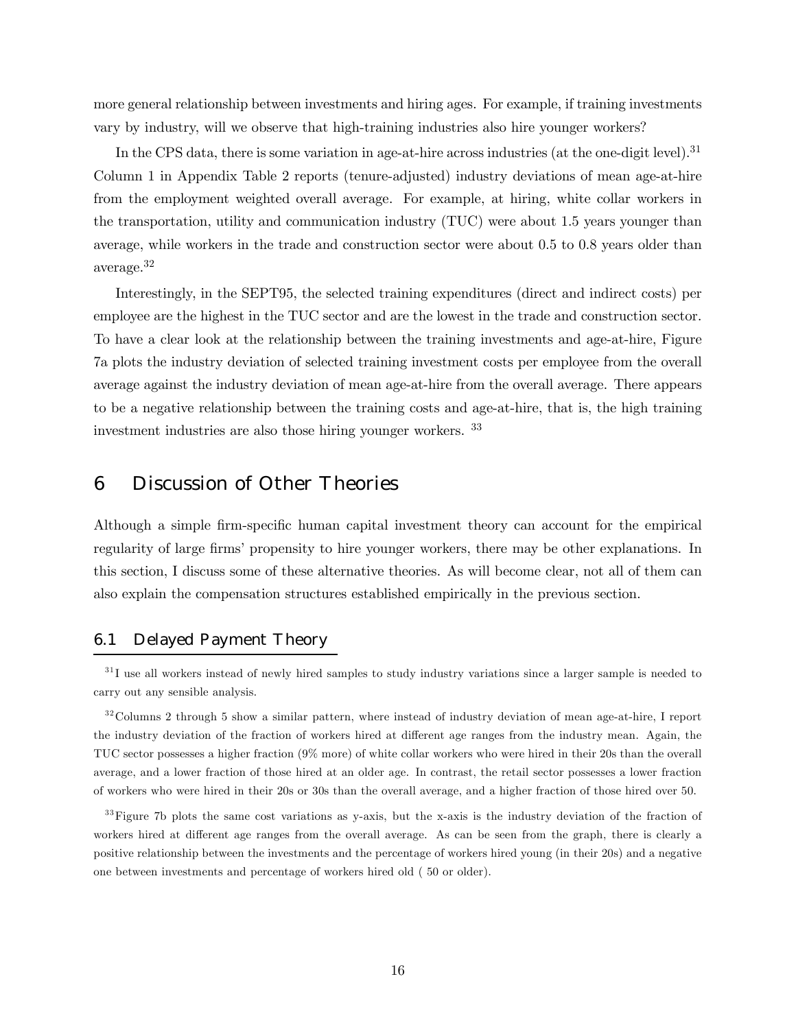more general relationship between investments and hiring ages. For example, if training investments vary by industry, will we observe that high-training industries also hire younger workers?

In the CPS data, there is some variation in age-at-hire across industries (at the one-digit level).[31] Column 1 in Appendix Table 2 reports (tenure-adjusted) industry deviations of mean age-at-hire from the employment weighted overall average. For example, at hiring, white collar workers in the transportation, utility and communication industry (TUC) were about 1.5 years younger than average, while workers in the trade and construction sector were about 0.5 to 0.8 years older than average.[32]

Interestingly, in the SEPT95, the selected training expenditures (direct and indirect costs) per employee are the highest in the TUC sector and are the lowest in the trade and construction sector. To have a clear look at the relationship between the training investments and age-at-hire, Figure 7a plots the industry deviation of selected training investment costs per employee from the overall average against the industry deviation of mean age-at-hire from the overall average. There appears to be a negative relationship between the training costs and age-at-hire, that is, the high training investment industries are also those hiring younger workers. [33]

# 6 Discussion of Other Theories

Although a simple firm-specific human capital investment theory can account for the empirical regularity of large firms' propensity to hire younger workers, there may be other explanations. In this section, I discuss some of these alternative theories. As will become clear, not all of them can also explain the compensation structures established empirically in the previous section.

## 6.1 Delayed Payment Theory

[31] I use all workers instead of newly hired samples to study industry variations since a larger sample is needed to carry out any sensible analysis.

[32] Columns 2 through 5 show a similar pattern, where instead of industry deviation of mean age-at-hire, I report the industry deviation of the fraction of workers hired at different age ranges from the industry mean. Again, the TUC sector possesses a higher fraction (9% more) of white collar workers who were hired in their 20s than the overall average, and a lower fraction of those hired at an older age. In contrast, the retail sector possesses a lower fraction of workers who were hired in their 20s or 30s than the overall average, and a higher fraction of those hired over 50.

[33] Figure 7b plots the same cost variations as y-axis, but the x-axis is the industry deviation of the fraction of workers hired at different age ranges from the overall average. As can be seen from the graph, there is clearly a positive relationship between the investments and the percentage of workers hired young (in their 20s) and a negative one between investments and percentage of workers hired old ( 50 or older).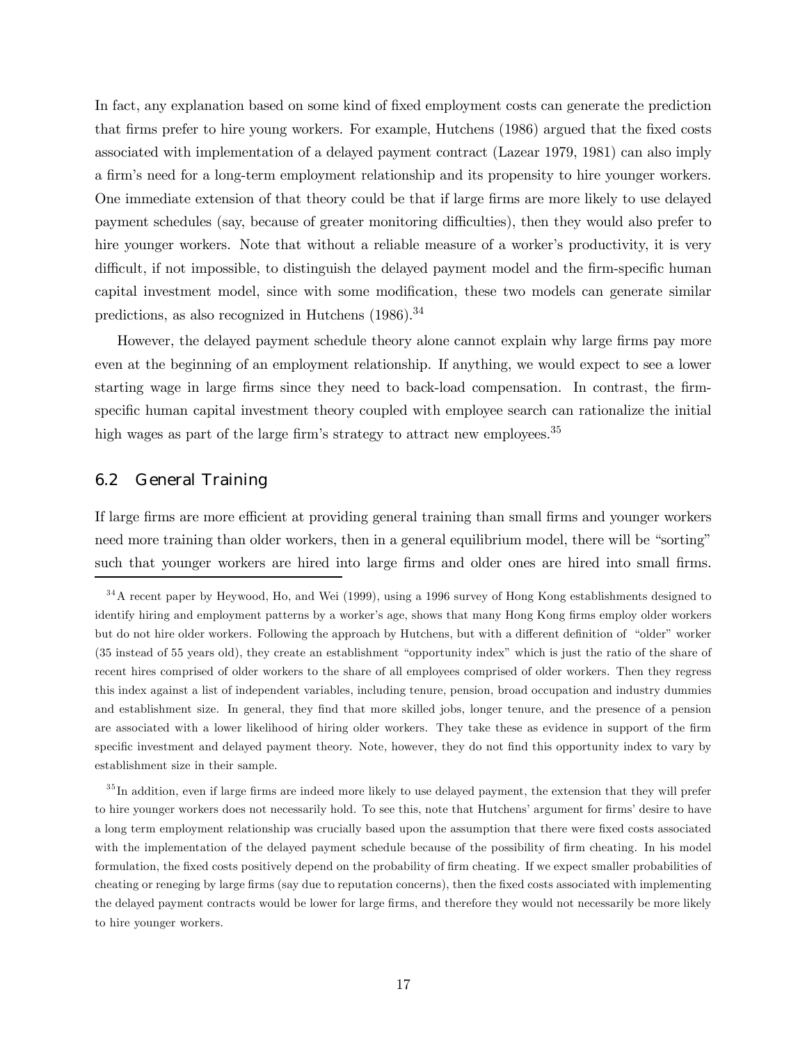In fact, any explanation based on some kind of fixed employment costs can generate the prediction that firms prefer to hire young workers. For example, Hutchens (1986) argued that the fixed costs associated with implementation of a delayed payment contract (Lazear 1979, 1981) can also imply a firm's need for a long-term employment relationship and its propensity to hire younger workers. One immediate extension of that theory could be that if large firms are more likely to use delayed payment schedules (say, because of greater monitoring difficulties), then they would also prefer to hire younger workers. Note that without a reliable measure of a worker's productivity, it is very difficult, if not impossible, to distinguish the delayed payment model and the firm-specific human capital investment model, since with some modification, these two models can generate similar predictions, as also recognized in Hutchens (1986).[34]

However, the delayed payment schedule theory alone cannot explain why large firms pay more even at the beginning of an employment relationship. If anything, we would expect to see a lower starting wage in large firms since they need to back-load compensation. In contrast, the firm-specific human capital investment theory coupled with employee search can rationalize the initial high wages as part of the large firm's strategy to attract new employees.[35]

## 6.2 General Training

If large firms are more efficient at providing general training than small firms and younger workers need more training than older workers, then in a general equilibrium model, there will be "sorting" such that younger workers are hired into large firms and older ones are hired into small firms.

[34] A recent paper by Heywood, Ho, and Wei (1999), using a 1996 survey of Hong Kong establishments designed to identify hiring and employment patterns by a worker's age, shows that many Hong Kong firms employ older workers but do not hire older workers. Following the approach by Hutchens, but with a different definition of "older" worker (35 instead of 55 years old), they create an establishment "opportunity index" which is just the ratio of the share of recent hires comprised of older workers to the share of all employees comprised of older workers. Then they regress this index against a list of independent variables, including tenure, pension, broad occupation and industry dummies and establishment size. In general, they find that more skilled jobs, longer tenure, and the presence of a pension are associated with a lower likelihood of hiring older workers. They take these as evidence in support of the firm specific investment and delayed payment theory. Note, however, they do not find this opportunity index to vary by establishment size in their sample.

[35] In addition, even if large firms are indeed more likely to use delayed payment, the extension that they will prefer to hire younger workers does not necessarily hold. To see this, note that Hutchens' argument for firms' desire to have a long term employment relationship was crucially based upon the assumption that there were fixed costs associated with the implementation of the delayed payment schedule because of the possibility of firm cheating. In his model formulation, the fixed costs positively depend on the probability of firm cheating. If we expect smaller probabilities of cheating or reneging by large firms (say due to reputation concerns), then the fixed costs associated with implementing the delayed payment contracts would be lower for large firms, and therefore they would not necessarily be more likely to hire younger workers.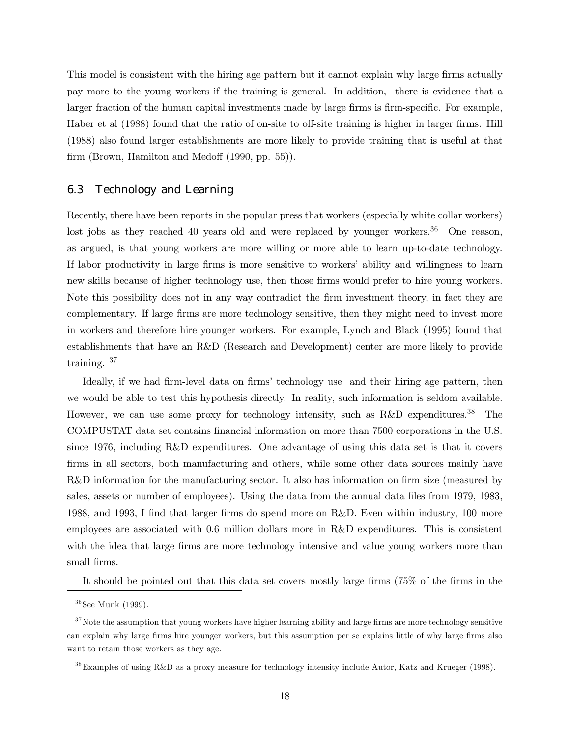This model is consistent with the hiring age pattern but it cannot explain why large firms actually pay more to the young workers if the training is general. In addition, there is evidence that a larger fraction of the human capital investments made by large firms is firm-specific. For example, Haber et al (1988) found that the ratio of on-site to off-site training is higher in larger firms. Hill (1988) also found larger establishments are more likely to provide training that is useful at that firm (Brown, Hamilton and Medoff (1990, pp. 55)).

### 6.3 Technology and Learning

Recently, there have been reports in the popular press that workers (especially white collar workers) lost jobs as they reached 40 years old and were replaced by younger workers.[36] One reason, as argued, is that young workers are more willing or more able to learn up-to-date technology. If labor productivity in large firms is more sensitive to workers' ability and willingness to learn new skills because of higher technology use, then those firms would prefer to hire young workers. Note this possibility does not in any way contradict the firm investment theory, in fact they are complementary. If large firms are more technology sensitive, then they might need to invest more in workers and therefore hire younger workers. For example, Lynch and Black (1995) found that establishments that have an R&D (Research and Development) center are more likely to provide training. [37]

Ideally, if we had firm-level data on firms' technology use and their hiring age pattern, then we would be able to test this hypothesis directly. In reality, such information is seldom available. However, we can use some proxy for technology intensity, such as R&D expenditures.[38] The COMPUSTAT data set contains financial information on more than 7500 corporations in the U.S. since 1976, including R&D expenditures. One advantage of using this data set is that it covers firms in all sectors, both manufacturing and others, while some other data sources mainly have R&D information for the manufacturing sector. It also has information on firm size (measured by sales, assets or number of employees). Using the data from the annual data files from 1979, 1983, 1988, and 1993, I find that larger firms do spend more on R&D. Even within industry, 100 more employees are associated with 0.6 million dollars more in R&D expenditures. This is consistent with the idea that large firms are more technology intensive and value young workers more than small firms.

It should be pointed out that this data set covers mostly large firms (75% of the firms in the

---

[36] See Munk (1999).

[37] Note the assumption that young workers have higher learning ability and large firms are more technology sensitive can explain why large firms hire younger workers, but this assumption per se explains little of why large firms also want to retain those workers as they age.

[38] Examples of using R&D as a proxy measure for technology intensity include Autor, Katz and Krueger (1998).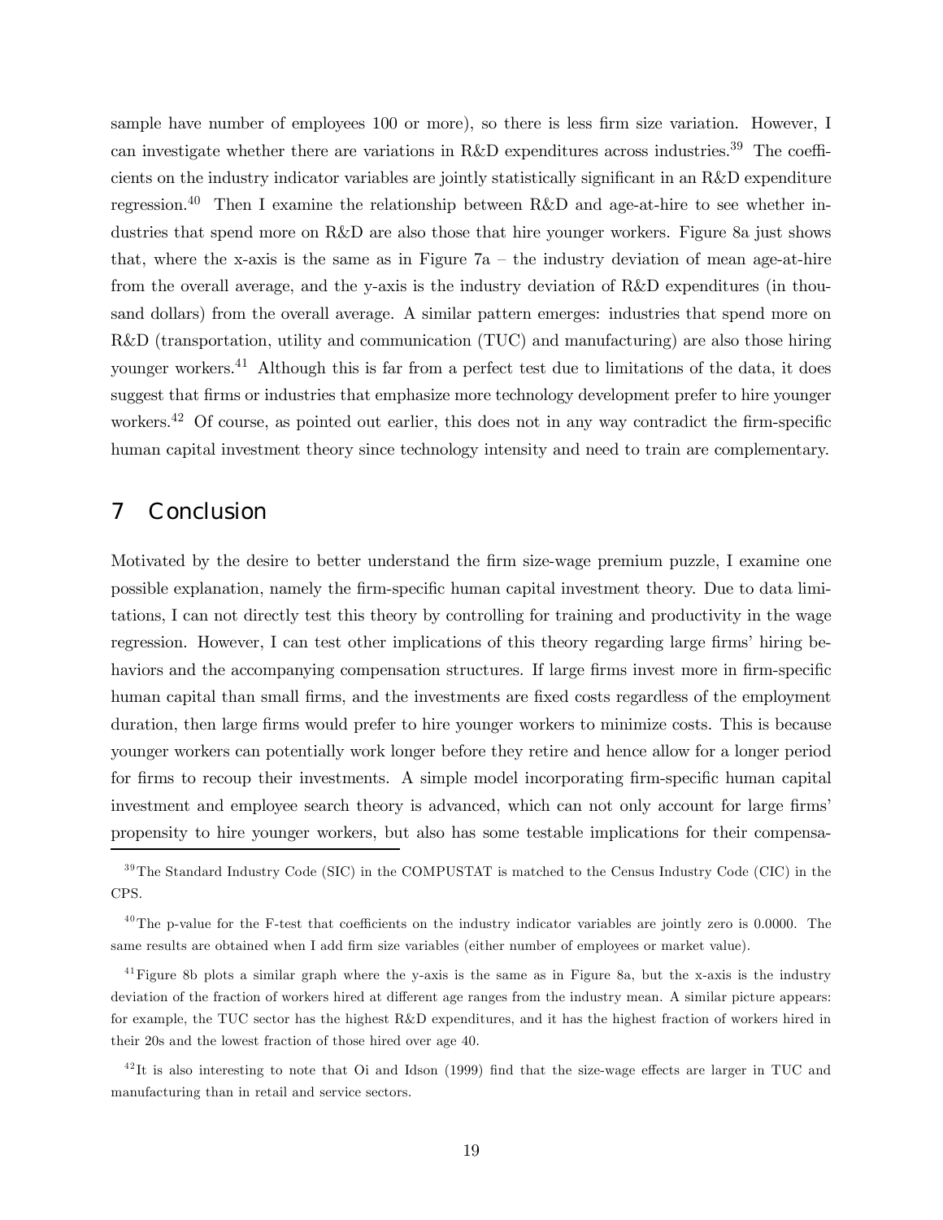sample have number of employees 100 or more), so there is less firm size variation. However, I can investigate whether there are variations in R&D expenditures across industries.[39] The coefficients on the industry indicator variables are jointly statistically significant in an R&D expenditure regression.[40] Then I examine the relationship between R&D and age-at-hire to see whether industries that spend more on R&D are also those that hire younger workers. Figure 8a just shows that, where the x-axis is the same as in Figure 7a – the industry deviation of mean age-at-hire from the overall average, and the y-axis is the industry deviation of R&D expenditures (in thousand dollars) from the overall average. A similar pattern emerges: industries that spend more on R&D (transportation, utility and communication (TUC) and manufacturing) are also those hiring younger workers.[41] Although this is far from a perfect test due to limitations of the data, it does suggest that firms or industries that emphasize more technology development prefer to hire younger workers.[42] Of course, as pointed out earlier, this does not in any way contradict the firm-specific human capital investment theory since technology intensity and need to train are complementary.

# 7 Conclusion

Motivated by the desire to better understand the firm size-wage premium puzzle, I examine one possible explanation, namely the firm-specific human capital investment theory. Due to data limitations, I can not directly test this theory by controlling for training and productivity in the wage regression. However, I can test other implications of this theory regarding large firms' hiring behaviors and the accompanying compensation structures. If large firms invest more in firm-specific human capital than small firms, and the investments are fixed costs regardless of the employment duration, then large firms would prefer to hire younger workers to minimize costs. This is because younger workers can potentially work longer before they retire and hence allow for a longer period for firms to recoup their investments. A simple model incorporating firm-specific human capital investment and employee search theory is advanced, which can not only account for large firms' propensity to hire younger workers, but also has some testable implications for their compensa-

[39] The Standard Industry Code (SIC) in the COMPUSTAT is matched to the Census Industry Code (CIC) in the CPS.

[40] The p-value for the F-test that coefficients on the industry indicator variables are jointly zero is 0.0000. The same results are obtained when I add firm size variables (either number of employees or market value).

[41] Figure 8b plots a similar graph where the y-axis is the same as in Figure 8a, but the x-axis is the industry deviation of the fraction of workers hired at different age ranges from the industry mean. A similar picture appears: for example, the TUC sector has the highest R&D expenditures, and it has the highest fraction of workers hired in their 20s and the lowest fraction of those hired over age 40.

[42] It is also interesting to note that Oi and Idson (1999) find that the size-wage effects are larger in TUC and manufacturing than in retail and service sectors.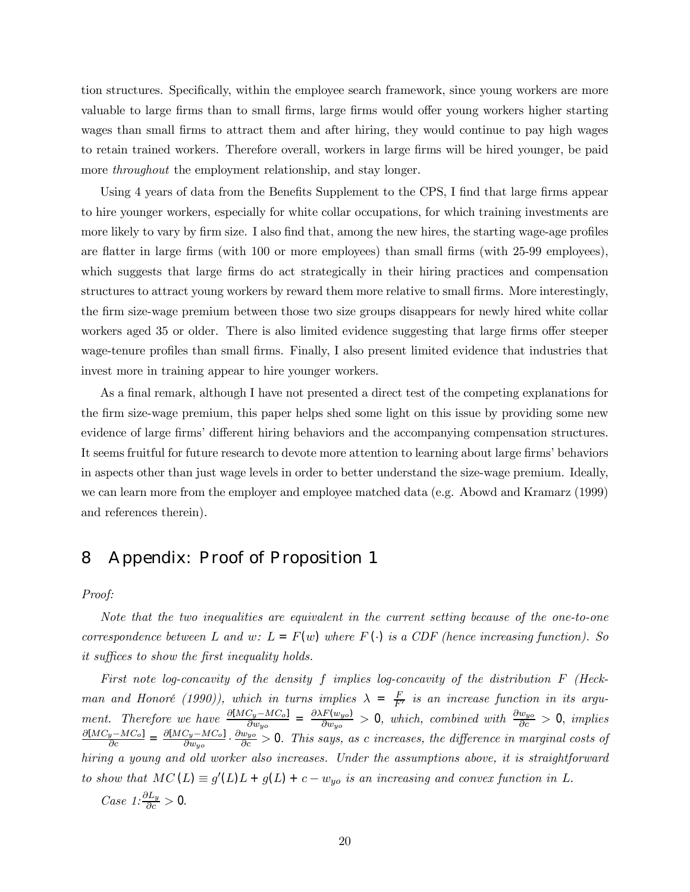tion structures. Specifically, within the employee search framework, since young workers are more valuable to large firms than to small firms, large firms would offer young workers higher starting wages than small firms to attract them and after hiring, they would continue to pay high wages to retain trained workers. Therefore overall, workers in large firms will be hired younger, be paid more *throughout* the employment relationship, and stay longer.

Using 4 years of data from the Benefits Supplement to the CPS, I find that large firms appear to hire younger workers, especially for white collar occupations, for which training investments are more likely to vary by firm size. I also find that, among the new hires, the starting wage-age profiles are flatter in large firms (with 100 or more employees) than small firms (with 25-99 employees), which suggests that large firms do act strategically in their hiring practices and compensation structures to attract young workers by reward them more relative to small firms. More interestingly, the firm size-wage premium between those two size groups disappears for newly hired white collar workers aged 35 or older. There is also limited evidence suggesting that large firms offer steeper wage-tenure profiles than small firms. Finally, I also present limited evidence that industries that invest more in training appear to hire younger workers.

As a final remark, although I have not presented a direct test of the competing explanations for the firm size-wage premium, this paper helps shed some light on this issue by providing some new evidence of large firms' different hiring behaviors and the accompanying compensation structures. It seems fruitful for future research to devote more attention to learning about large firms' behaviors in aspects other than just wage levels in order to better understand the size-wage premium. Ideally, we can learn more from the employer and employee matched data (e.g. Abowd and Kramarz (1999) and references therein).

# 8 Appendix: Proof of Proposition 1

*Proof:*

*Note that the two inequalities are equivalent in the current setting because of the one-to-one correspondence between $L$ and $w$: $L = F(w)$ where $F(\cdot)$ is a CDF (hence increasing function). So it suffices to show the first inequality holds.*

*First note log-concavity of the density $f$ implies log-concavity of the distribution $F$ (Heckman and Honoré (1990)), which in turns implies $\lambda = \frac{F}{F'}$ is an increase function in its argument. Therefore we have $\frac{\partial[MC_y - MC_o]}{\partial w_{yo}} = \frac{\partial \lambda F(w_{yo})}{\partial w_{yo}} > 0$, which, combined with $\frac{\partial w_{yo}}{\partial c} > 0$, implies $\frac{\partial[MC_y - MC_o]}{\partial c} = \frac{\partial[MC_y - MC_o]}{\partial w_{yo}} \cdot \frac{\partial w_{yo}}{\partial c} > 0$. This says, as $c$ increases, the difference in marginal costs of hiring a young and old worker also increases. Under the assumptions above, it is straightforward to show that $MC(L) \equiv g'(L)L + g(L) + c - w_{yo}$ is an increasing and convex function in $L$.*

*Case 1:* $\frac{\partial L_y}{\partial c} > 0$.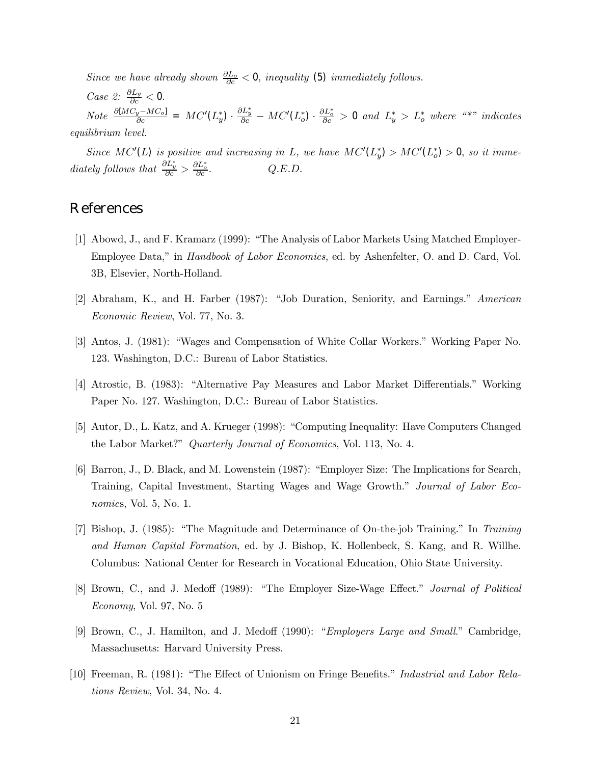*Since we have already shown* $\frac{\partial L_o}{\partial c} < 0$*, inequality* (5) *immediately follows.*

*Case 2:* $\frac{\partial L_y}{\partial c} < 0$.

*Note* $\frac{\partial [MC_y - MC_o]}{\partial c} = MC'(L_y^*) \cdot \frac{\partial L_y^*}{\partial c} - MC'(L_o^*) \cdot \frac{\partial L_o^*}{\partial c} > 0$ *and* $L_y^* > L_o^*$ *where "\*" indicates equilibrium level.*

*Since* $MC'(L)$ *is positive and increasing in* $L$*, we have* $MC'(L_y^*) > MC'(L_o^*) > 0$*, so it immediately follows that* $\frac{\partial L_y^*}{\partial c} > \frac{\partial L_o^*}{\partial c}$*.* *Q.E.D.*

## References

[1] Abowd, J., and F. Kramarz (1999): "The Analysis of Labor Markets Using Matched Employer-Employee Data," in *Handbook of Labor Economics*, ed. by Ashenfelter, O. and D. Card, Vol. 3B, Elsevier, North-Holland.

[2] Abraham, K., and H. Farber (1987): "Job Duration, Seniority, and Earnings." *American Economic Review*, Vol. 77, No. 3.

[3] Antos, J. (1981): "Wages and Compensation of White Collar Workers." Working Paper No. 123. Washington, D.C.: Bureau of Labor Statistics.

[4] Atrostic, B. (1983): "Alternative Pay Measures and Labor Market Differentials." Working Paper No. 127. Washington, D.C.: Bureau of Labor Statistics.

[5] Autor, D., L. Katz, and A. Krueger (1998): "Computing Inequality: Have Computers Changed the Labor Market?" *Quarterly Journal of Economics*, Vol. 113, No. 4.

[6] Barron, J., D. Black, and M. Lowenstein (1987): "Employer Size: The Implications for Search, Training, Capital Investment, Starting Wages and Wage Growth." *Journal of Labor Economics*, Vol. 5, No. 1.

[7] Bishop, J. (1985): "The Magnitude and Determinance of On-the-job Training." In *Training and Human Capital Formation*, ed. by J. Bishop, K. Hollenbeck, S. Kang, and R. Willhe. Columbus: National Center for Research in Vocational Education, Ohio State University.

[8] Brown, C., and J. Medoff (1989): "The Employer Size-Wage Effect." *Journal of Political Economy*, Vol. 97, No. 5

[9] Brown, C., J. Hamilton, and J. Medoff (1990): "*Employers Large and Small*." Cambridge, Massachusetts: Harvard University Press.

[10] Freeman, R. (1981): "The Effect of Unionism on Fringe Benefits." *Industrial and Labor Relations Review*, Vol. 34, No. 4.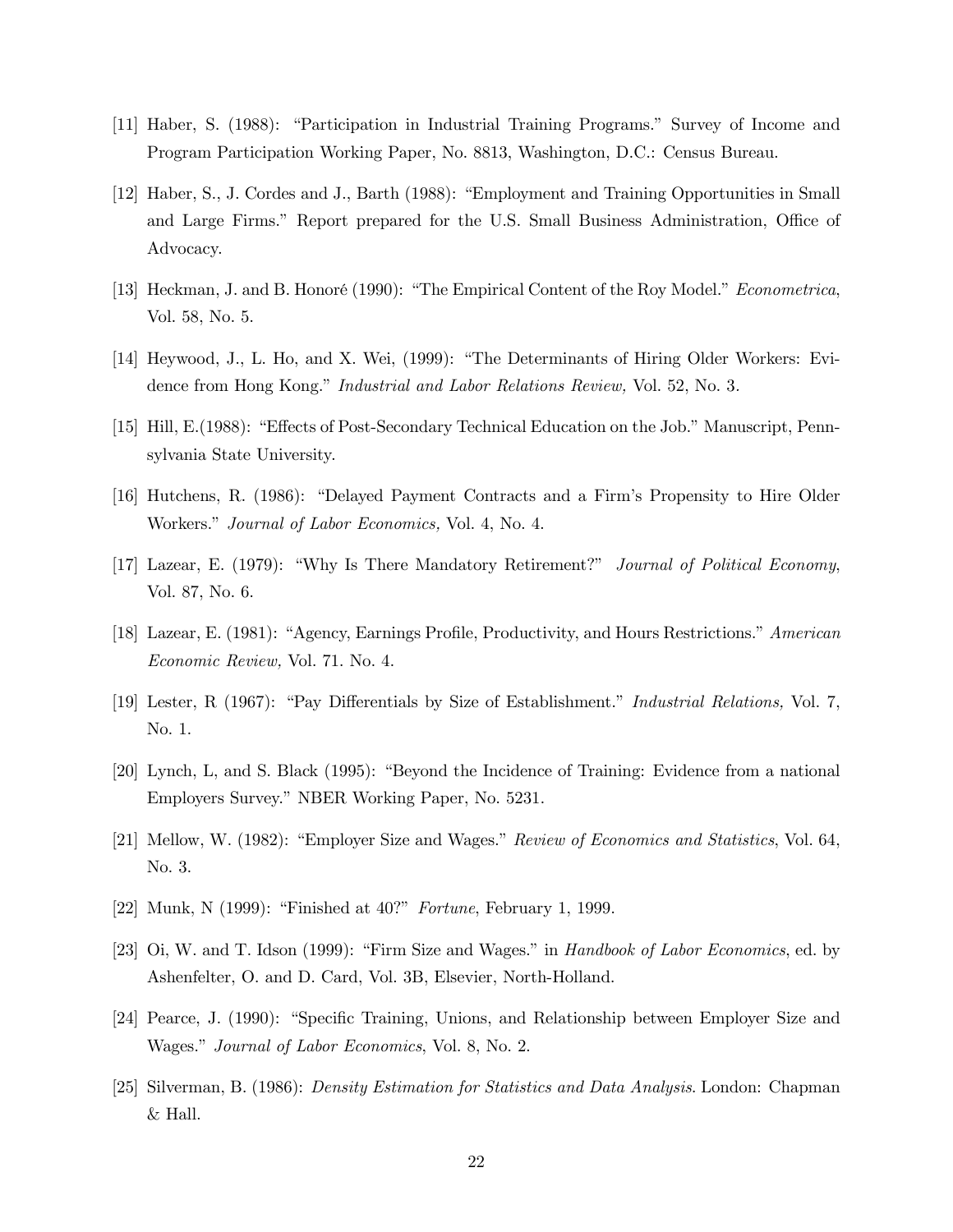[11] Haber, S. (1988): "Participation in Industrial Training Programs." Survey of Income and Program Participation Working Paper, No. 8813, Washington, D.C.: Census Bureau.

[12] Haber, S., J. Cordes and J., Barth (1988): "Employment and Training Opportunities in Small and Large Firms." Report prepared for the U.S. Small Business Administration, Office of Advocacy.

[13] Heckman, J. and B. Honoré (1990): "The Empirical Content of the Roy Model." *Econometrica*, Vol. 58, No. 5.

[14] Heywood, J., L. Ho, and X. Wei, (1999): "The Determinants of Hiring Older Workers: Evidence from Hong Kong." *Industrial and Labor Relations Review,* Vol. 52, No. 3.

[15] Hill, E.(1988): "Effects of Post-Secondary Technical Education on the Job." Manuscript, Pennsylvania State University.

[16] Hutchens, R. (1986): "Delayed Payment Contracts and a Firm's Propensity to Hire Older Workers." *Journal of Labor Economics,* Vol. 4, No. 4.

[17] Lazear, E. (1979): "Why Is There Mandatory Retirement?" *Journal of Political Economy*, Vol. 87, No. 6.

[18] Lazear, E. (1981): "Agency, Earnings Profile, Productivity, and Hours Restrictions." *American Economic Review,* Vol. 71. No. 4.

[19] Lester, R (1967): "Pay Differentials by Size of Establishment." *Industrial Relations,* Vol. 7, No. 1.

[20] Lynch, L, and S. Black (1995): "Beyond the Incidence of Training: Evidence from a national Employers Survey." NBER Working Paper, No. 5231.

[21] Mellow, W. (1982): "Employer Size and Wages." *Review of Economics and Statistics*, Vol. 64, No. 3.

[22] Munk, N (1999): "Finished at 40?" *Fortune*, February 1, 1999.

[23] Oi, W. and T. Idson (1999): "Firm Size and Wages." in *Handbook of Labor Economics*, ed. by Ashenfelter, O. and D. Card, Vol. 3B, Elsevier, North-Holland.

[24] Pearce, J. (1990): "Specific Training, Unions, and Relationship between Employer Size and Wages." *Journal of Labor Economics*, Vol. 8, No. 2.

[25] Silverman, B. (1986): *Density Estimation for Statistics and Data Analysis*. London: Chapman & Hall.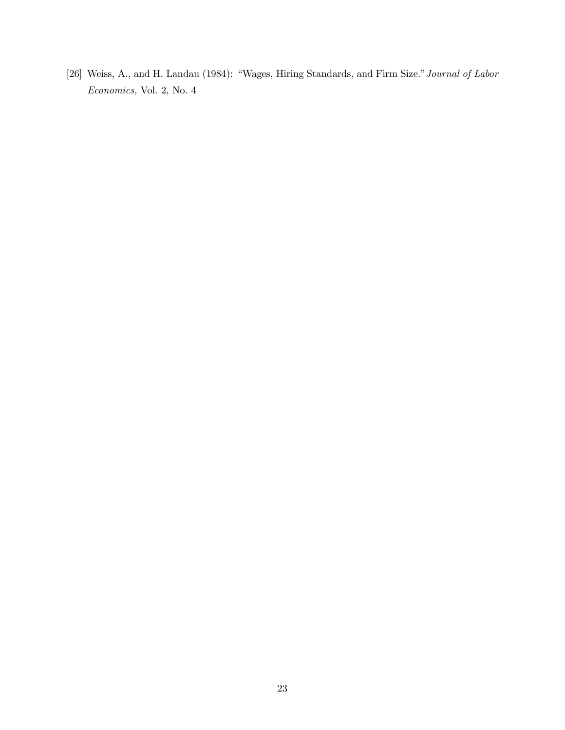[26] Weiss, A., and H. Landau (1984): "Wages, Hiring Standards, and Firm Size." *Journal of Labor Economics,* Vol. 2, No. 4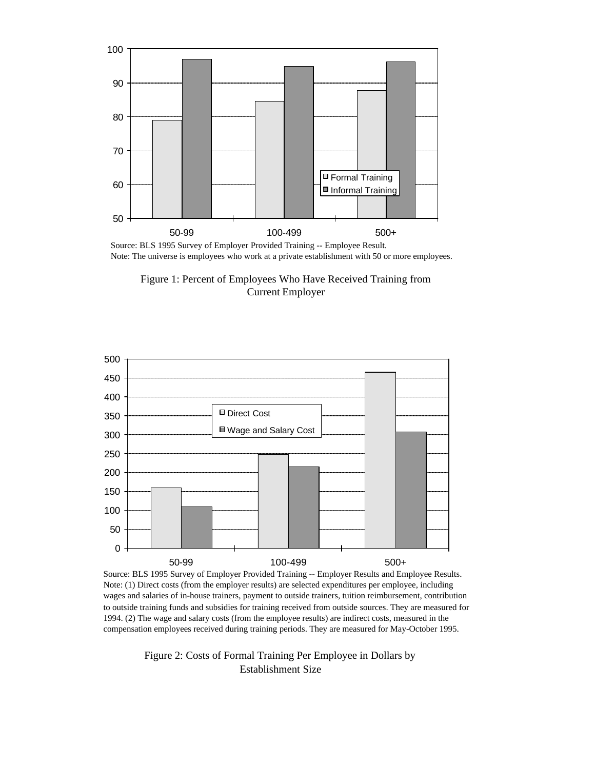Source: BLS 1995 Survey of Employer Provided Training -- Employee Result.
Note: The universe is employees who work at a private establishment with 50 or more employees.

Figure 1: Percent of Employees Who Have Received Training from Current Employer

Source: BLS 1995 Survey of Employer Provided Training -- Employer Results and Employee Results.
Note: (1) Direct costs (from the employer results) are selected expenditures per employee, including wages and salaries of in-house trainers, payment to outside trainers, tuition reimbursement, contribution to outside training funds and subsidies for training received from outside sources. They are measured for 1994. (2) The wage and salary costs (from the employee results) are indirect costs, measured in the compensation employees received during training periods. They are measured for May-October 1995.

Figure 2: Costs of Formal Training Per Employee in Dollars by Establishment Size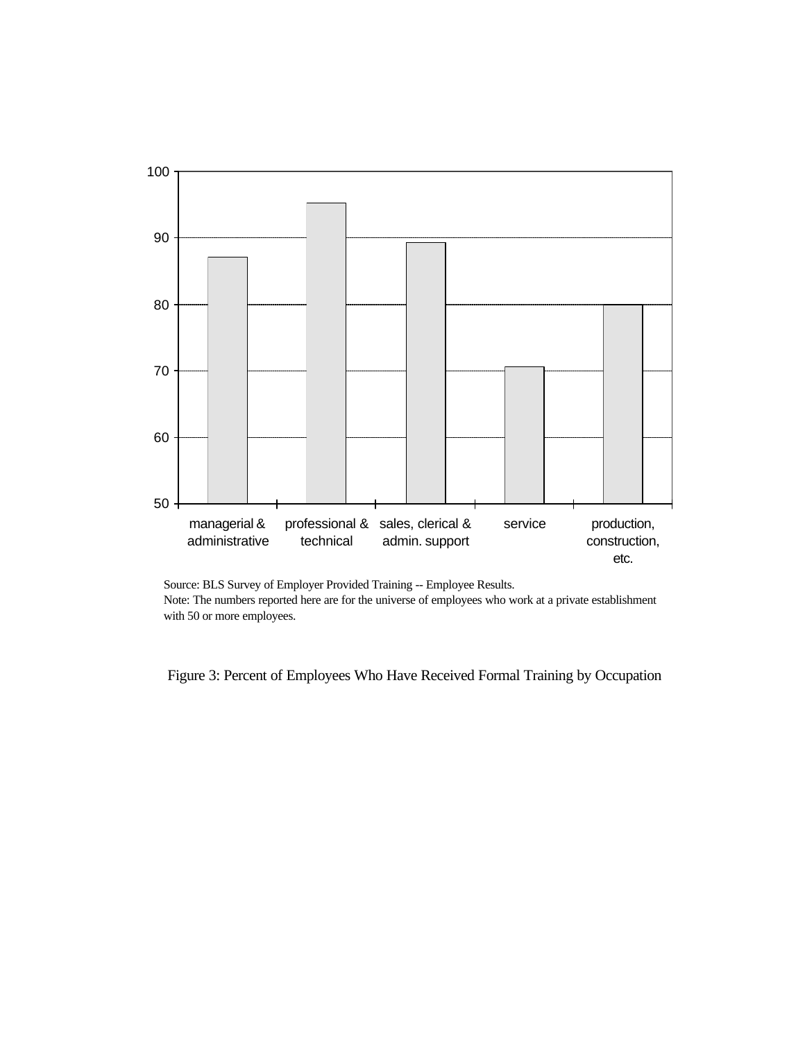Source: BLS Survey of Employer Provided Training -- Employee Results.
Note: The numbers reported here are for the universe of employees who work at a private establishment with 50 or more employees.

Figure 3: Percent of Employees Who Have Received Formal Training by Occupation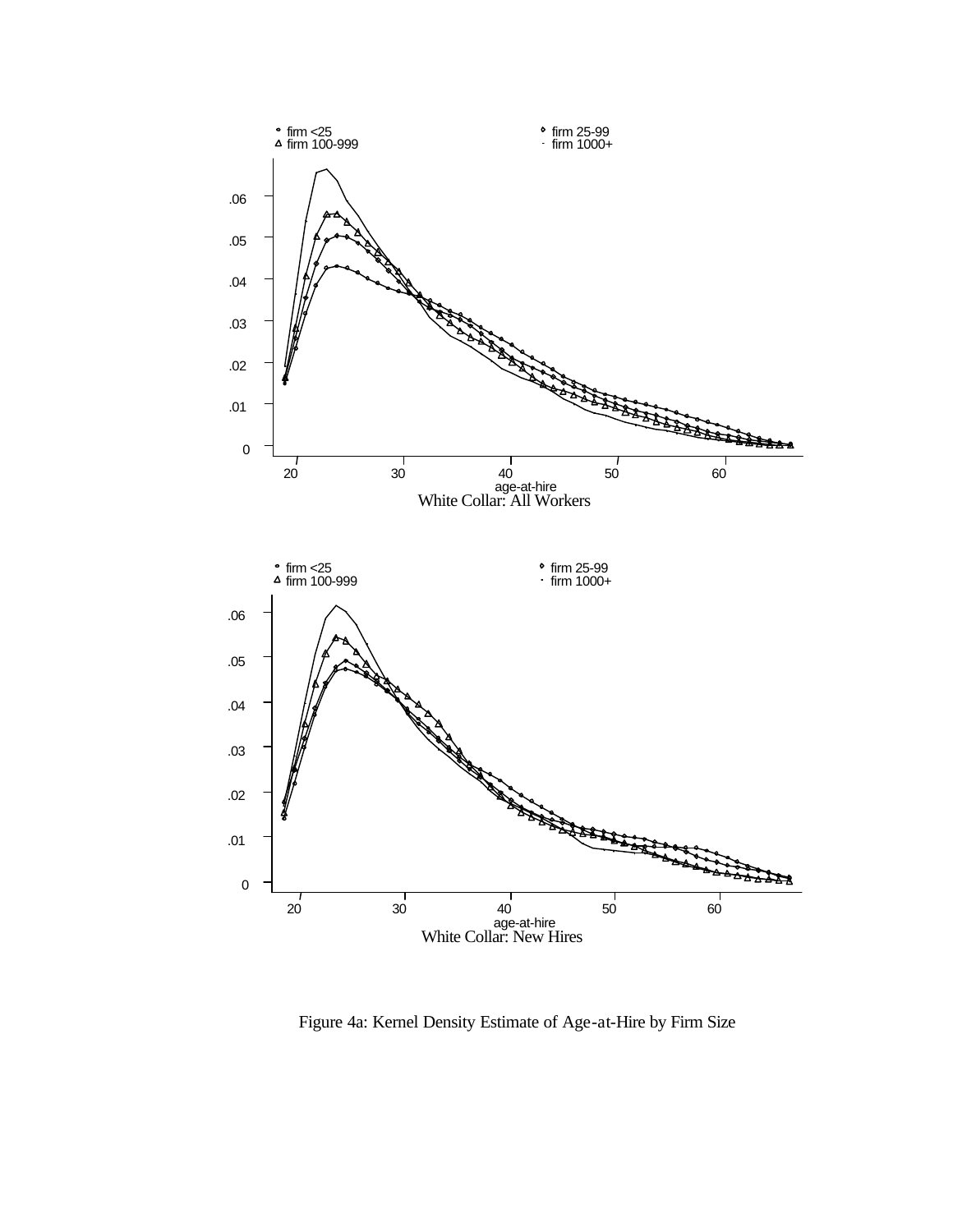Figure 4a: Kernel Density Estimate of Age-at-Hire by Firm Size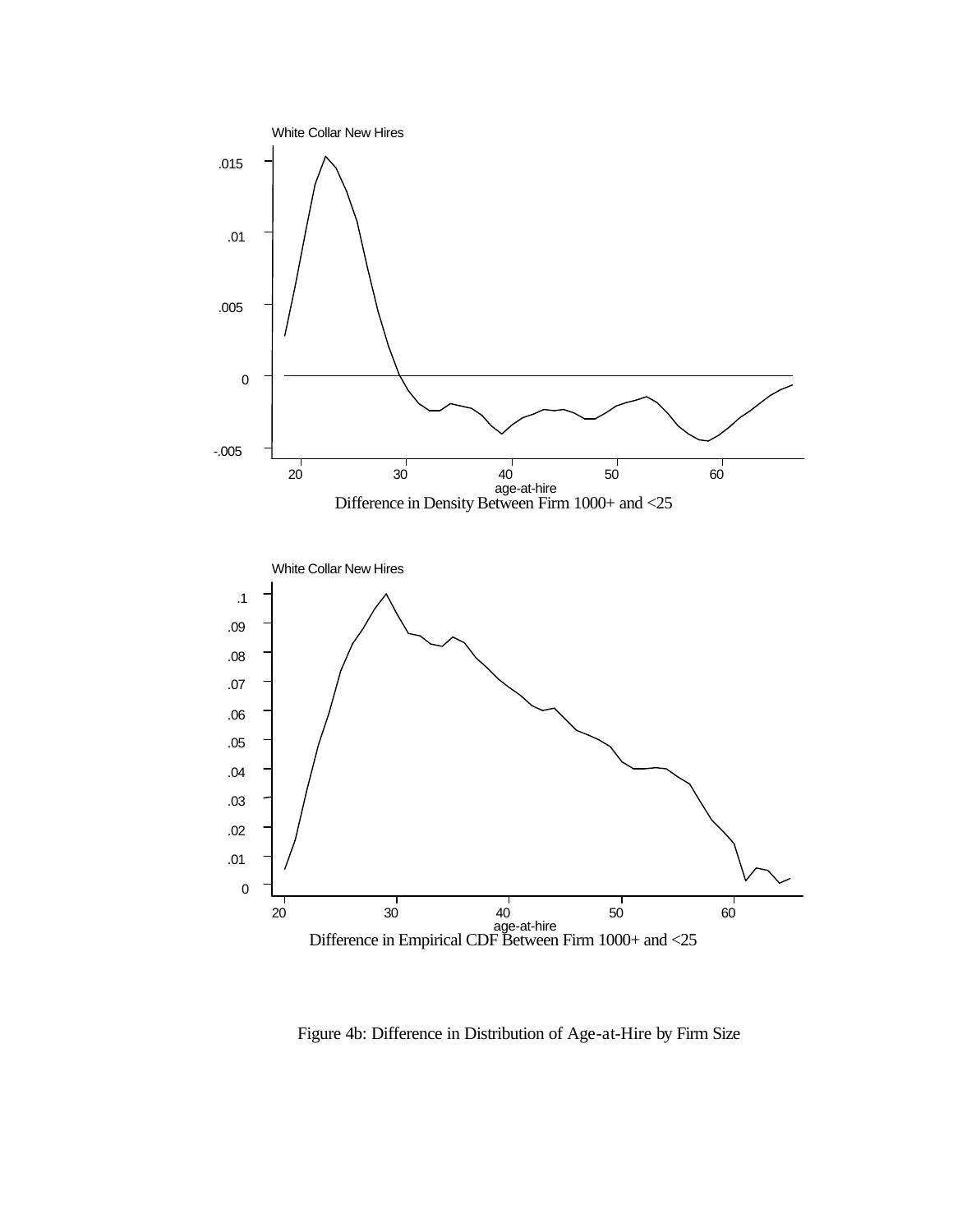White Collar New Hires

Difference in Density Between Firm 1000+ and <25

White Collar New Hires

Difference in Empirical CDF Between Firm 1000+ and <25

Figure 4b: Difference in Distribution of Age-at-Hire by Firm Size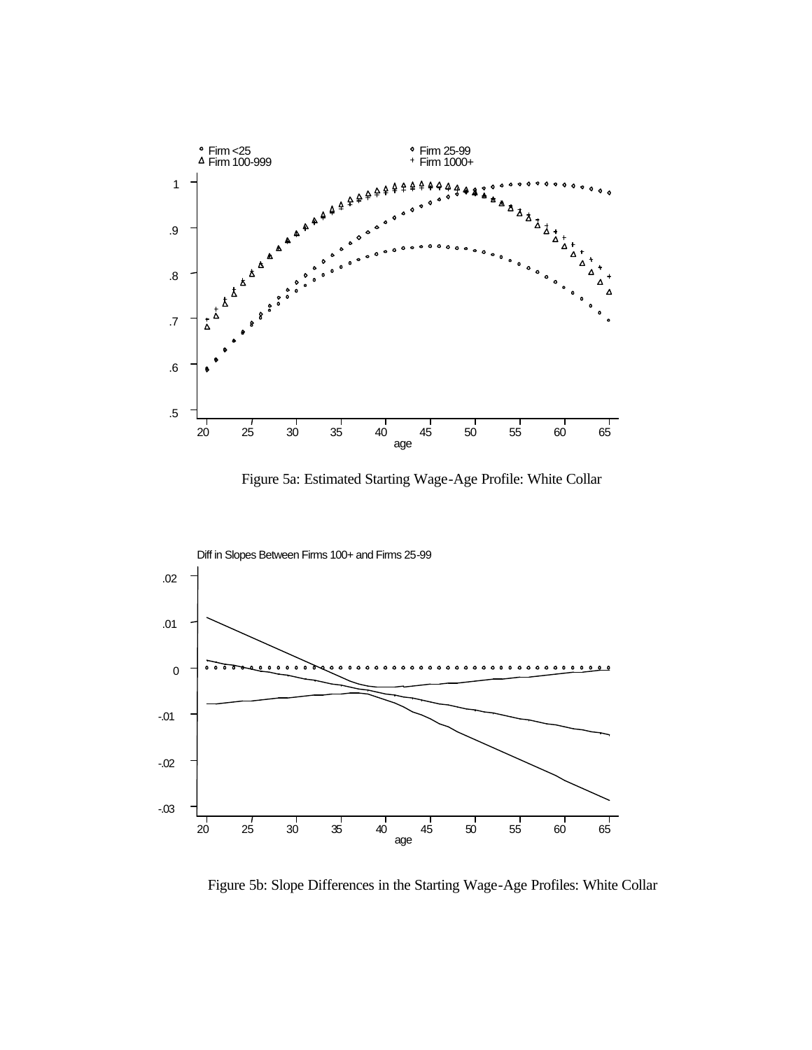Figure 5a: Estimated Starting Wage-Age Profile: White Collar

Figure 5b: Slope Differences in the Starting Wage-Age Profiles: White Collar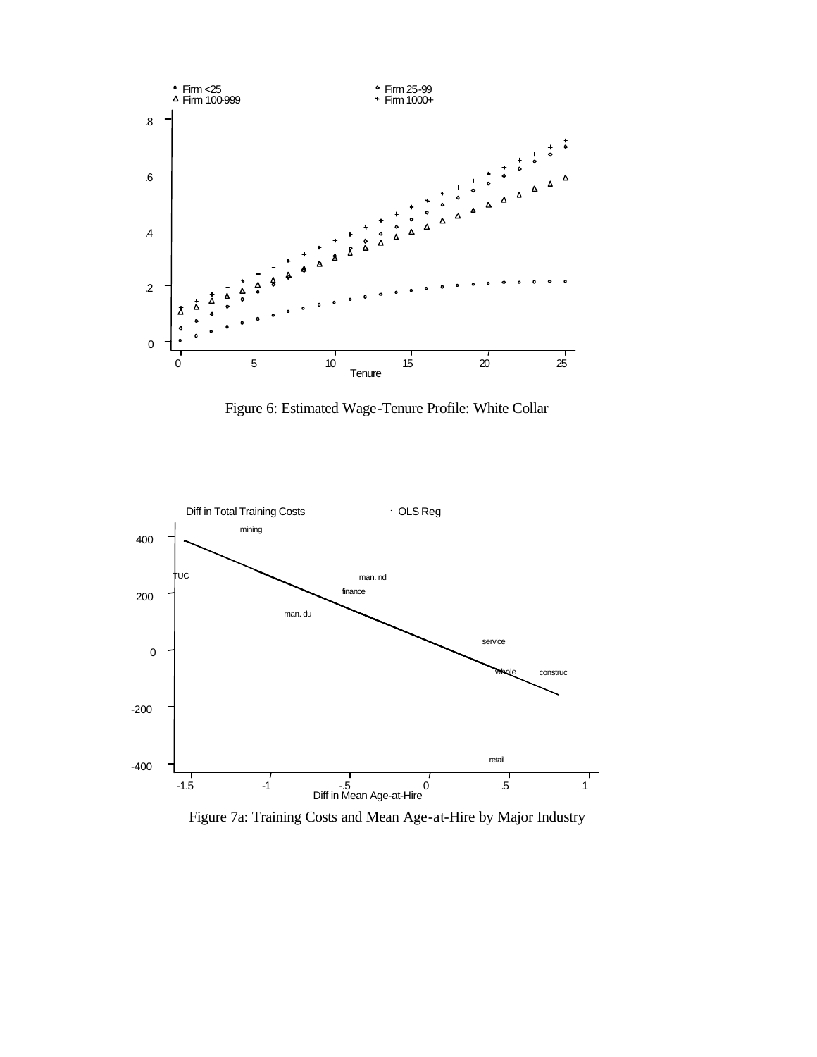Figure 6: Estimated Wage-Tenure Profile: White Collar

Figure 7a: Training Costs and Mean Age-at-Hire by Major Industry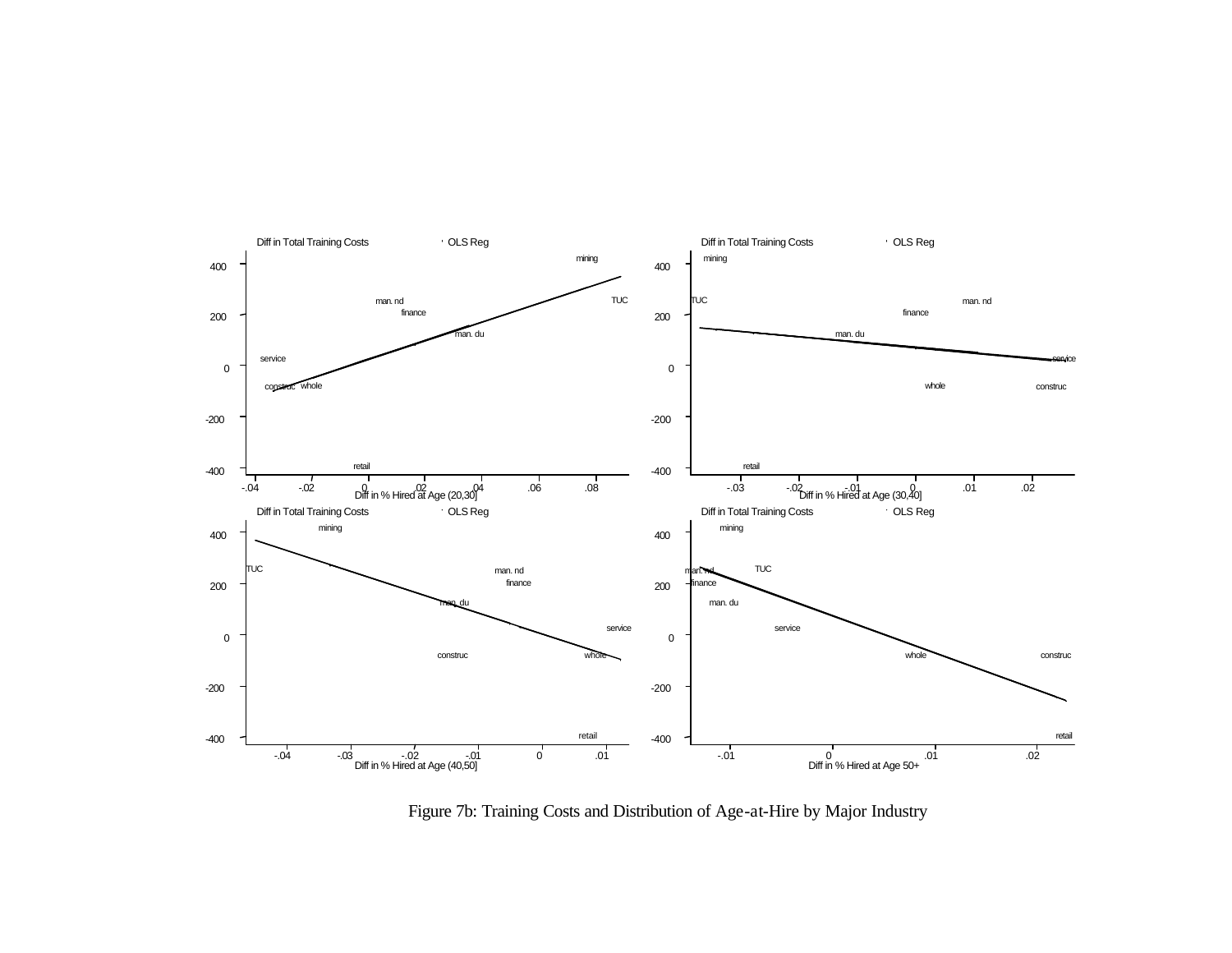Figure 7b: Training Costs and Distribution of Age-at-Hire by Major Industry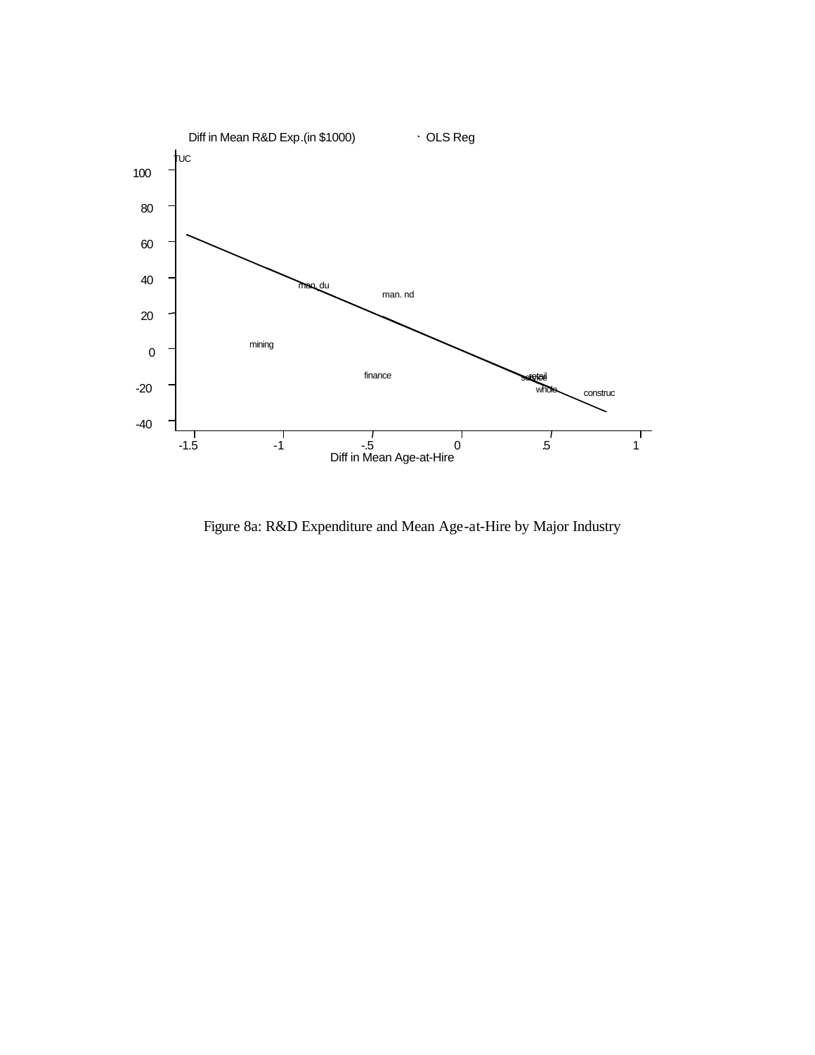Diff in Mean R&D Exp.(in $1000) OLS Reg

TUC

man. du

man. nd

mining

finance

service retail

whole

construc

Diff in Mean Age-at-Hire

Figure 8a: R&D Expenditure and Mean Age-at-Hire by Major Industry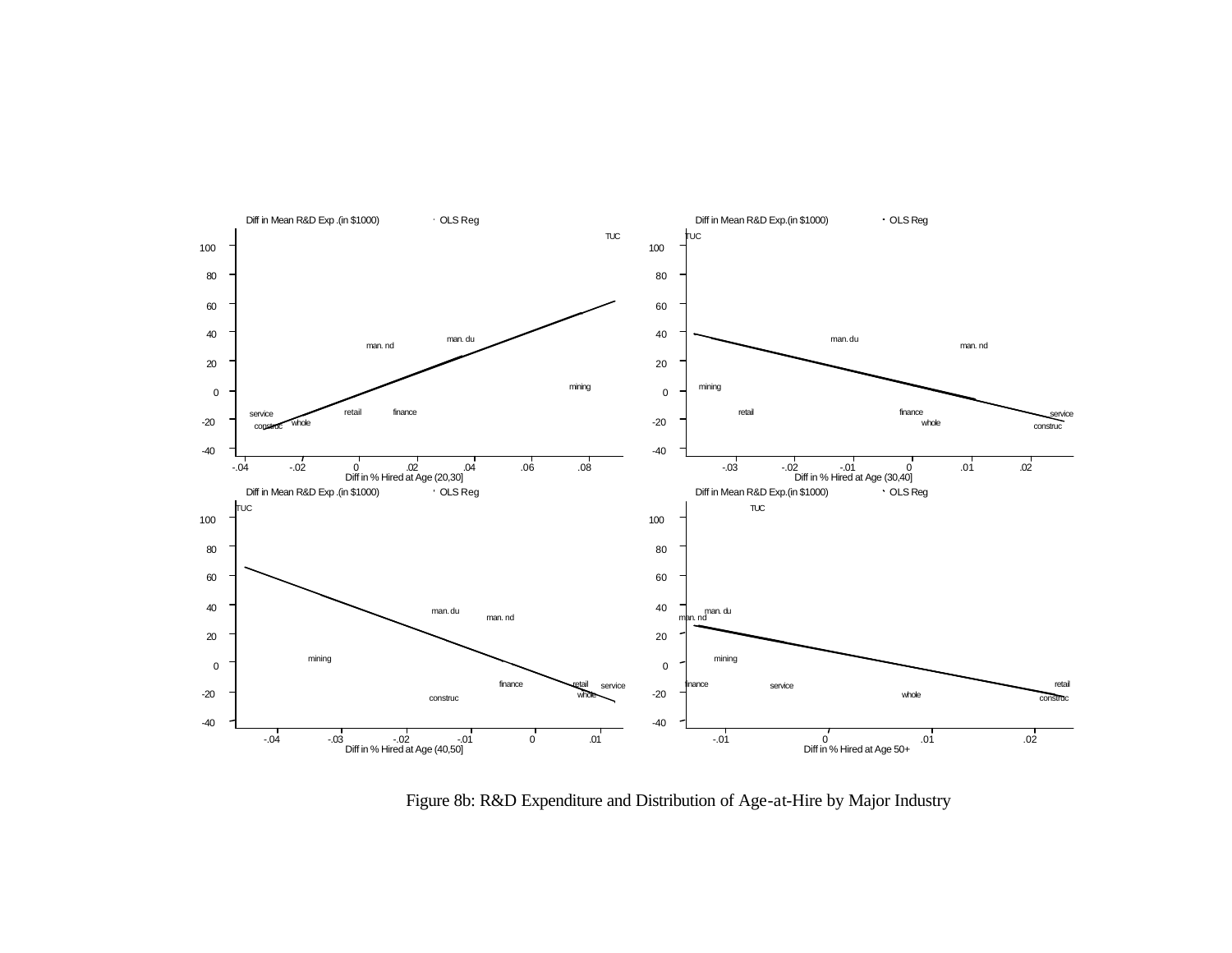Figure 8b: R&D Expenditure and Distribution of Age-at-Hire by Major Industry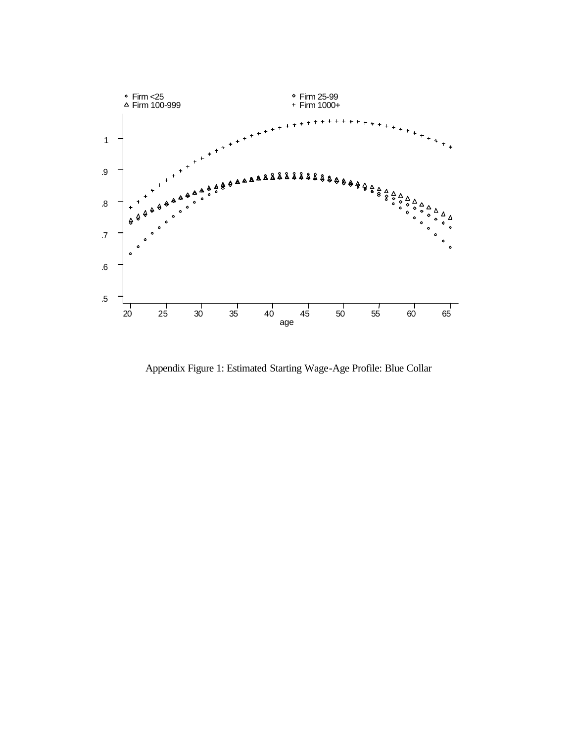Appendix Figure 1: Estimated Starting Wage-Age Profile: Blue Collar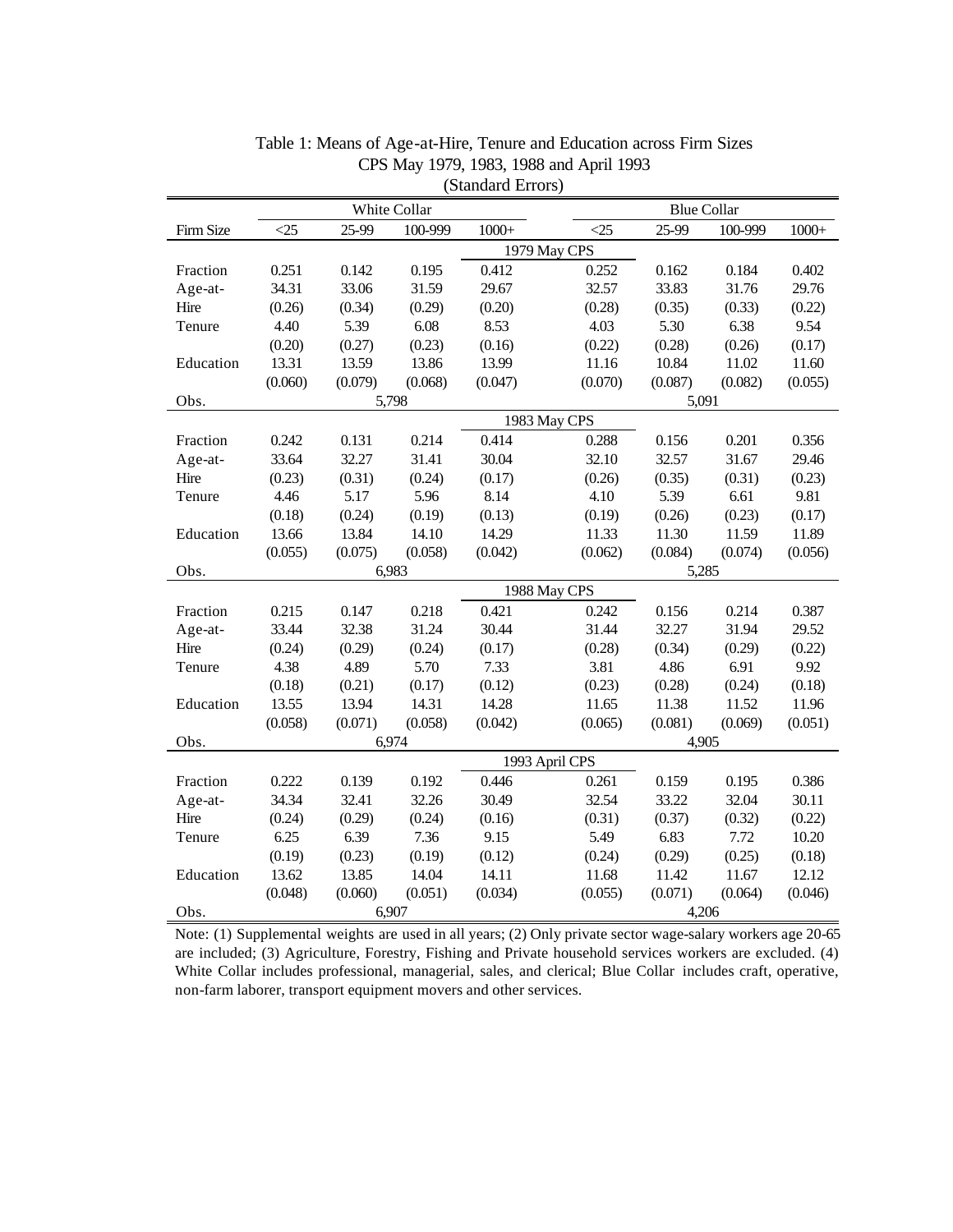Table 1: Means of Age-at-Hire, Tenure and Education across Firm Sizes
CPS May 1979, 1983, 1988 and April 1993
(Standard Errors)

| | White Collar | | | | Blue Collar | | | |
|---|---|---|---|---|---|---|---|---|
| Firm Size | <25 | 25-99 | 100-999 | 1000+ | <25 | 25-99 | 100-999 | 1000+ |
| | | | | 1979 May CPS | | | | |
| Fraction | 0.251 | 0.142 | 0.195 | 0.412 | 0.252 | 0.162 | 0.184 | 0.402 |
| Age-at-Hire | 34.31 | 33.06 | 31.59 | 29.67 | 32.57 | 33.83 | 31.76 | 29.76 |
| | (0.26) | (0.34) | (0.29) | (0.20) | (0.28) | (0.35) | (0.33) | (0.22) |
| Tenure | 4.40 | 5.39 | 6.08 | 8.53 | 4.03 | 5.30 | 6.38 | 9.54 |
| | (0.20) | (0.27) | (0.23) | (0.16) | (0.22) | (0.28) | (0.26) | (0.17) |
| Education | 13.31 | 13.59 | 13.86 | 13.99 | 11.16 | 10.84 | 11.02 | 11.60 |
| | (0.060) | (0.079) | (0.068) | (0.047) | (0.070) | (0.087) | (0.082) | (0.055) |
| Obs. | 5,798 | | | | 5,091 | | | |
| | | | | 1983 May CPS | | | | |
| Fraction | 0.242 | 0.131 | 0.214 | 0.414 | 0.288 | 0.156 | 0.201 | 0.356 |
| Age-at-Hire | 33.64 | 32.27 | 31.41 | 30.04 | 32.10 | 32.57 | 31.67 | 29.46 |
| | (0.23) | (0.31) | (0.24) | (0.17) | (0.26) | (0.35) | (0.31) | (0.23) |
| Tenure | 4.46 | 5.17 | 5.96 | 8.14 | 4.10 | 5.39 | 6.61 | 9.81 |
| | (0.18) | (0.24) | (0.19) | (0.13) | (0.19) | (0.26) | (0.23) | (0.17) |
| Education | 13.66 | 13.84 | 14.10 | 14.29 | 11.33 | 11.30 | 11.59 | 11.89 |
| | (0.055) | (0.075) | (0.058) | (0.042) | (0.062) | (0.084) | (0.074) | (0.056) |
| Obs. | 6,983 | | | | 5,285 | | | |
| | | | | 1988 May CPS | | | | |
| Fraction | 0.215 | 0.147 | 0.218 | 0.421 | 0.242 | 0.156 | 0.214 | 0.387 |
| Age-at-Hire | 33.44 | 32.38 | 31.24 | 30.44 | 31.44 | 32.27 | 31.94 | 29.52 |
| | (0.24) | (0.29) | (0.24) | (0.17) | (0.28) | (0.34) | (0.29) | (0.22) |
| Tenure | 4.38 | 4.89 | 5.70 | 7.33 | 3.81 | 4.86 | 6.91 | 9.92 |
| | (0.18) | (0.21) | (0.17) | (0.12) | (0.23) | (0.28) | (0.24) | (0.18) |
| Education | 13.55 | 13.94 | 14.31 | 14.28 | 11.65 | 11.38 | 11.52 | 11.96 |
| | (0.058) | (0.071) | (0.058) | (0.042) | (0.065) | (0.081) | (0.069) | (0.051) |
| Obs. | 6,974 | | | | 4,905 | | | |
| | | | | 1993 April CPS | | | | |
| Fraction | 0.222 | 0.139 | 0.192 | 0.446 | 0.261 | 0.159 | 0.195 | 0.386 |
| Age-at-Hire | 34.34 | 32.41 | 32.26 | 30.49 | 32.54 | 33.22 | 32.04 | 30.11 |
| | (0.24) | (0.29) | (0.24) | (0.16) | (0.31) | (0.37) | (0.32) | (0.22) |
| Tenure | 6.25 | 6.39 | 7.36 | 9.15 | 5.49 | 6.83 | 7.72 | 10.20 |
| | (0.19) | (0.23) | (0.19) | (0.12) | (0.24) | (0.29) | (0.25) | (0.18) |
| Education | 13.62 | 13.85 | 14.04 | 14.11 | 11.68 | 11.42 | 11.67 | 12.12 |
| | (0.048) | (0.060) | (0.051) | (0.034) | (0.055) | (0.071) | (0.064) | (0.046) |
| Obs. | 6,907 | | | | 4,206 | | | |

Note: (1) Supplemental weights are used in all years; (2) Only private sector wage-salary workers age 20-65 are included; (3) Agriculture, Forestry, Fishing and Private household services workers are excluded. (4) White Collar includes professional, managerial, sales, and clerical; Blue Collar includes craft, operative, non-farm laborer, transport equipment movers and other services.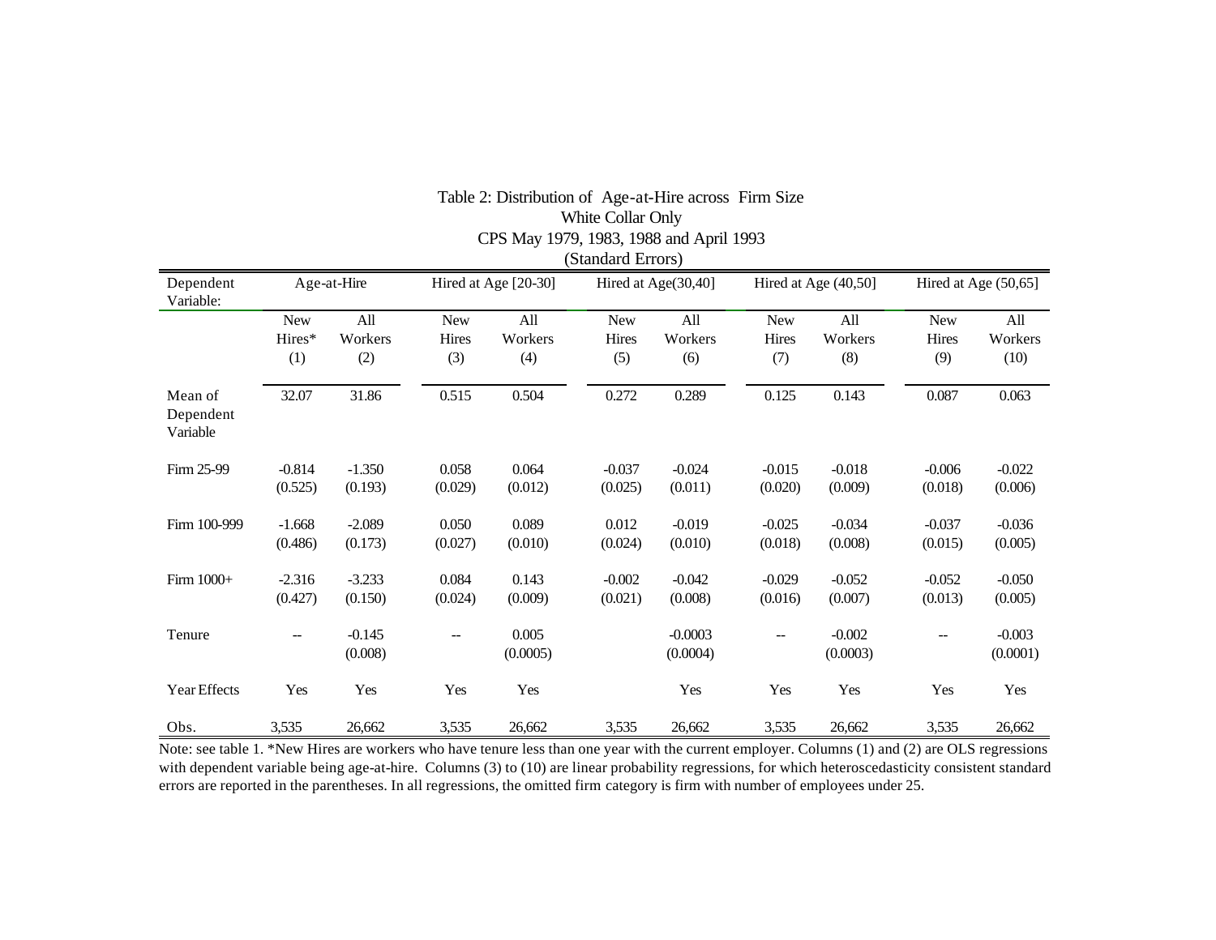Table 2: Distribution of Age-at-Hire across Firm Size
White Collar Only
CPS May 1979, 1983, 1988 and April 1993
(Standard Errors)

| Dependent Variable: | Age-at-Hire | | Hired at Age [20-30] | | Hired at Age(30,40] | | Hired at Age (40,50] | | Hired at Age (50,65] | |
|---|---|---|---|---|---|---|---|---|---|---|
| | New Hires* (1) | All Workers (2) | New Hires (3) | All Workers (4) | New Hires (5) | All Workers (6) | New Hires (7) | All Workers (8) | New Hires (9) | All Workers (10) |
| Mean of Dependent Variable | 32.07 | 31.86 | 0.515 | 0.504 | 0.272 | 0.289 | 0.125 | 0.143 | 0.087 | 0.063 |
| Firm 25-99 | -0.814 | -1.350 | 0.058 | 0.064 | -0.037 | -0.024 | -0.015 | -0.018 | -0.006 | -0.022 |
| | (0.525) | (0.193) | (0.029) | (0.012) | (0.025) | (0.011) | (0.020) | (0.009) | (0.018) | (0.006) |
| Firm 100-999 | -1.668 | -2.089 | 0.050 | 0.089 | 0.012 | -0.019 | -0.025 | -0.034 | -0.037 | -0.036 |
| | (0.486) | (0.173) | (0.027) | (0.010) | (0.024) | (0.010) | (0.018) | (0.008) | (0.015) | (0.005) |
| Firm 1000+ | -2.316 | -3.233 | 0.084 | 0.143 | -0.002 | -0.042 | -0.029 | -0.052 | -0.052 | -0.050 |
| | (0.427) | (0.150) | (0.024) | (0.009) | (0.021) | (0.008) | (0.016) | (0.007) | (0.013) | (0.005) |
| Tenure | -- | -0.145 | -- | 0.005 | | -0.0003 | -- | -0.002 | -- | -0.003 |
| | | (0.008) | | (0.0005) | | (0.0004) | | (0.0003) | | (0.0001) |
| Year Effects | Yes | Yes | Yes | Yes | | Yes | Yes | Yes | Yes | Yes |
| Obs. | 3,535 | 26,662 | 3,535 | 26,662 | 3,535 | 26,662 | 3,535 | 26,662 | 3,535 | 26,662 |

Note: see table 1. *New Hires are workers who have tenure less than one year with the current employer. Columns (1) and (2) are OLS regressions with dependent variable being age-at-hire. Columns (3) to (10) are linear probability regressions, for which heteroscedasticity consistent standard errors are reported in the parentheses. In all regressions, the omitted firm category is firm with number of employees under 25.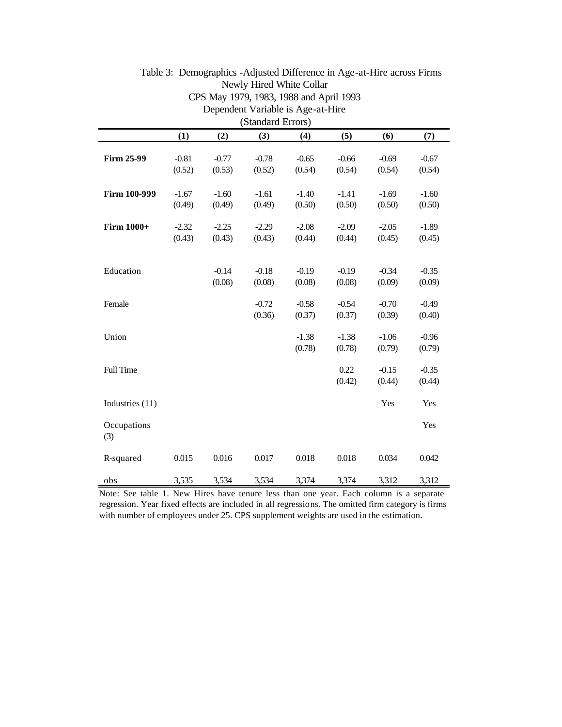Table 3: Demographics -Adjusted Difference in Age-at-Hire across Firms
Newly Hired White Collar
CPS May 1979, 1983, 1988 and April 1993
Dependent Variable is Age-at-Hire
(Standard Errors)

| | (1) | (2) | (3) | (4) | (5) | (6) | (7) |
|---|---|---|---|---|---|---|---|
| **Firm 25-99** | -0.81 | -0.77 | -0.78 | -0.65 | -0.66 | -0.69 | -0.67 |
| | (0.52) | (0.53) | (0.52) | (0.54) | (0.54) | (0.54) | (0.54) |
| **Firm 100-999** | -1.67 | -1.60 | -1.61 | -1.40 | -1.41 | -1.69 | -1.60 |
| | (0.49) | (0.49) | (0.49) | (0.50) | (0.50) | (0.50) | (0.50) |
| **Firm 1000+** | -2.32 | -2.25 | -2.29 | -2.08 | -2.09 | -2.05 | -1.89 |
| | (0.43) | (0.43) | (0.43) | (0.44) | (0.44) | (0.45) | (0.45) |
| Education | | -0.14 | -0.18 | -0.19 | -0.19 | -0.34 | -0.35 |
| | | (0.08) | (0.08) | (0.08) | (0.08) | (0.09) | (0.09) |
| Female | | | -0.72 | -0.58 | -0.54 | -0.70 | -0.49 |
| | | | (0.36) | (0.37) | (0.37) | (0.39) | (0.40) |
| Union | | | | -1.38 | -1.38 | -1.06 | -0.96 |
| | | | | (0.78) | (0.78) | (0.79) | (0.79) |
| Full Time | | | | | 0.22 | -0.15 | -0.35 |
| | | | | | (0.42) | (0.44) | (0.44) |
| Industries (11) | | | | | | Yes | Yes |
| Occupations (3) | | | | | | | Yes |
| R-squared | 0.015 | 0.016 | 0.017 | 0.018 | 0.018 | 0.034 | 0.042 |
| obs | 3,535 | 3,534 | 3,534 | 3,374 | 3,374 | 3,312 | 3,312 |

Note: See table 1. New Hires have tenure less than one year. Each column is a separate regression. Year fixed effects are included in all regressions. The omitted firm category is firms with number of employees under 25. CPS supplement weights are used in the estimation.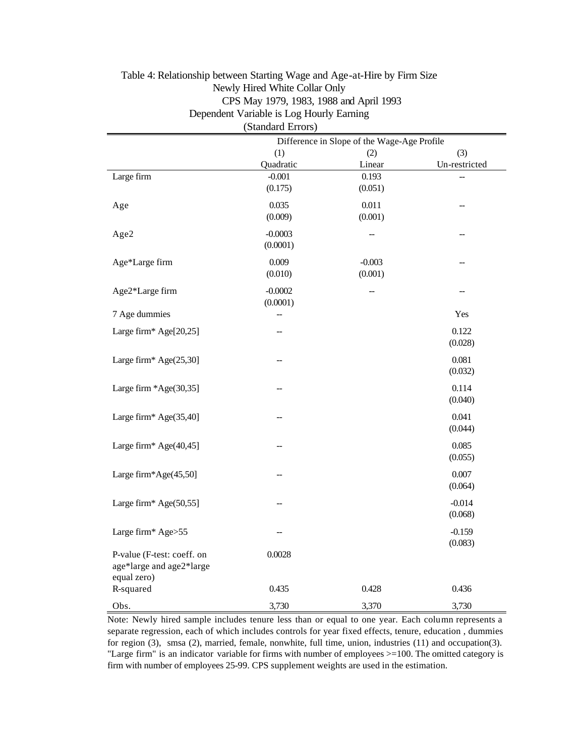Table 4: Relationship between Starting Wage and Age-at-Hire by Firm Size
Newly Hired White Collar Only
CPS May 1979, 1983, 1988 and April 1993
Dependent Variable is Log Hourly Earning
(Standard Errors)

| | Difference in Slope of the Wage-Age Profile | | |
|---|---|---|---|
| | (1) | (2) | (3) |
| | Quadratic | Linear | Un-restricted |
| Large firm | -0.001 | 0.193 | -- |
| | (0.175) | (0.051) | |
| Age | 0.035 | 0.011 | -- |
| | (0.009) | (0.001) | |
| Age2 | -0.0003 | -- | -- |
| | (0.0001) | | |
| Age*Large firm | 0.009 | -0.003 | -- |
| | (0.010) | (0.001) | |
| Age2*Large firm | -0.0002 | -- | -- |
| | (0.0001) | | |
| 7 Age dummies | -- | | Yes |
| Large firm* Age[20,25] | -- | | 0.122 |
| | | | (0.028) |
| Large firm* Age(25,30] | -- | | 0.081 |
| | | | (0.032) |
| Large firm *Age(30,35] | -- | | 0.114 |
| | | | (0.040) |
| Large firm* Age(35,40] | -- | | 0.041 |
| | | | (0.044) |
| Large firm* Age(40,45] | -- | | 0.085 |
| | | | (0.055) |
| Large firm*Age(45,50] | -- | | 0.007 |
| | | | (0.064) |
| Large firm* Age(50,55] | -- | | -0.014 |
| | | | (0.068) |
| Large firm* Age>55 | -- | | -0.159 |
| | | | (0.083) |
| P-value (F-test: coeff. on age*large and age2*large equal zero) | 0.0028 | | |
| R-squared | 0.435 | 0.428 | 0.436 |
| Obs. | 3,730 | 3,370 | 3,730 |

Note: Newly hired sample includes tenure less than or equal to one year. Each column represents a separate regression, each of which includes controls for year fixed effects, tenure, education , dummies for region (3), smsa (2), married, female, nonwhite, full time, union, industries (11) and occupation(3). "Large firm" is an indicator variable for firms with number of employees >=100. The omitted category is firm with number of employees 25-99. CPS supplement weights are used in the estimation.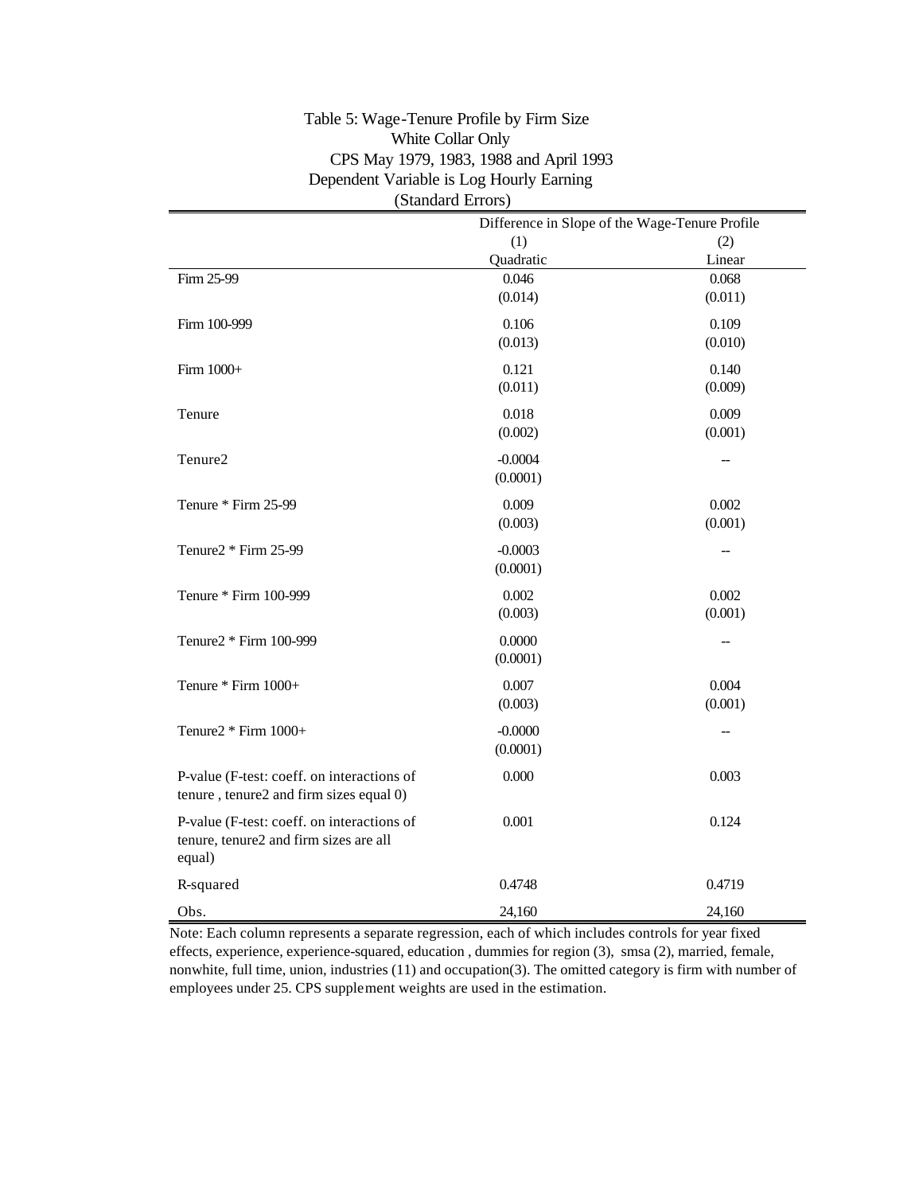Table 5: Wage-Tenure Profile by Firm Size
White Collar Only
CPS May 1979, 1983, 1988 and April 1993
Dependent Variable is Log Hourly Earning
(Standard Errors)

| | Difference in Slope of the Wage-Tenure Profile | |
|---|---|---|
| | (1) | (2) |
| | Quadratic | Linear |
| Firm 25-99 | 0.046 | 0.068 |
| | (0.014) | (0.011) |
| Firm 100-999 | 0.106 | 0.109 |
| | (0.013) | (0.010) |
| Firm 1000+ | 0.121 | 0.140 |
| | (0.011) | (0.009) |
| Tenure | 0.018 | 0.009 |
| | (0.002) | (0.001) |
| Tenure2 | -0.0004 | -- |
| | (0.0001) | |
| Tenure * Firm 25-99 | 0.009 | 0.002 |
| | (0.003) | (0.001) |
| Tenure2 * Firm 25-99 | -0.0003 | -- |
| | (0.0001) | |
| Tenure * Firm 100-999 | 0.002 | 0.002 |
| | (0.003) | (0.001) |
| Tenure2 * Firm 100-999 | 0.0000 | -- |
| | (0.0001) | |
| Tenure * Firm 1000+ | 0.007 | 0.004 |
| | (0.003) | (0.001) |
| Tenure2 * Firm 1000+ | -0.0000 | -- |
| | (0.0001) | |
| P-value (F-test: coeff. on interactions of tenure , tenure2 and firm sizes equal 0) | 0.000 | 0.003 |
| P-value (F-test: coeff. on interactions of tenure, tenure2 and firm sizes are all equal) | 0.001 | 0.124 |
| R-squared | 0.4748 | 0.4719 |
| Obs. | 24,160 | 24,160 |

Note: Each column represents a separate regression, each of which includes controls for year fixed effects, experience, experience-squared, education , dummies for region (3), smsa (2), married, female, nonwhite, full time, union, industries (11) and occupation(3). The omitted category is firm with number of employees under 25. CPS supplement weights are used in the estimation.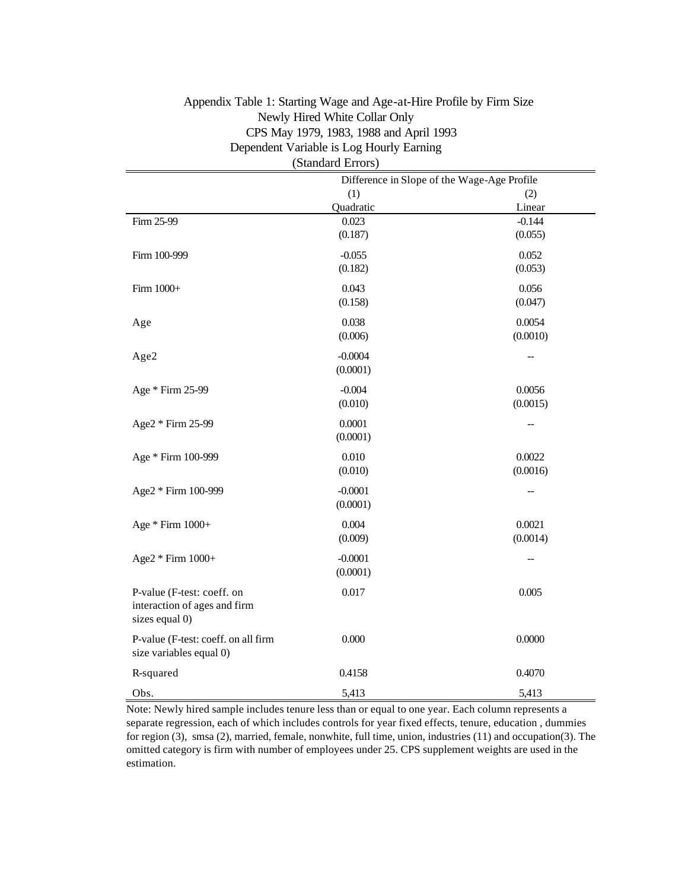Appendix Table 1: Starting Wage and Age-at-Hire Profile by Firm Size
Newly Hired White Collar Only
CPS May 1979, 1983, 1988 and April 1993
Dependent Variable is Log Hourly Earning
(Standard Errors)

| | Difference in Slope of the Wage-Age Profile | |
|---|---|---|
| | (1) | (2) |
| | Quadratic | Linear |
| Firm 25-99 | 0.023 | -0.144 |
| | (0.187) | (0.055) |
| Firm 100-999 | -0.055 | 0.052 |
| | (0.182) | (0.053) |
| Firm 1000+ | 0.043 | 0.056 |
| | (0.158) | (0.047) |
| Age | 0.038 | 0.0054 |
| | (0.006) | (0.0010) |
| Age2 | -0.0004 | -- |
| | (0.0001) | |
| Age * Firm 25-99 | -0.004 | 0.0056 |
| | (0.010) | (0.0015) |
| Age2 * Firm 25-99 | 0.0001 | -- |
| | (0.0001) | |
| Age * Firm 100-999 | 0.010 | 0.0022 |
| | (0.010) | (0.0016) |
| Age2 * Firm 100-999 | -0.0001 | -- |
| | (0.0001) | |
| Age * Firm 1000+ | 0.004 | 0.0021 |
| | (0.009) | (0.0014) |
| Age2 * Firm 1000+ | -0.0001 | -- |
| | (0.0001) | |
| P-value (F-test: coeff. on interaction of ages and firm sizes equal 0) | 0.017 | 0.005 |
| P-value (F-test: coeff. on all firm size variables equal 0) | 0.000 | 0.0000 |
| R-squared | 0.4158 | 0.4070 |
| Obs. | 5,413 | 5,413 |

Note: Newly hired sample includes tenure less than or equal to one year. Each column represents a separate regression, each of which includes controls for year fixed effects, tenure, education , dummies for region (3), smsa (2), married, female, nonwhite, full time, union, industries (11) and occupation(3). The omitted category is firm with number of employees under 25. CPS supplement weights are used in the estimation.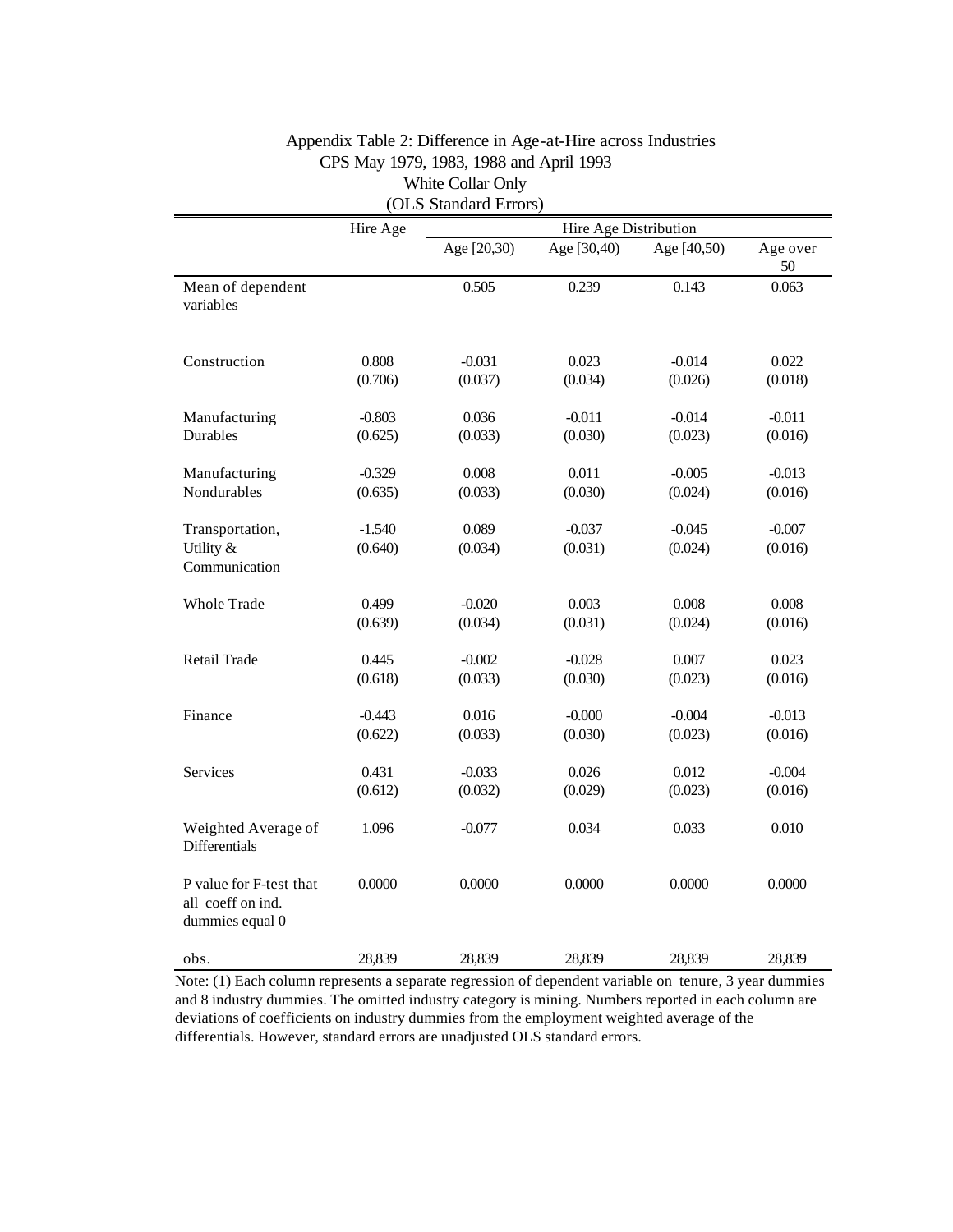Appendix Table 2: Difference in Age-at-Hire across Industries
CPS May 1979, 1983, 1988 and April 1993
White Collar Only
(OLS Standard Errors)

| | Hire Age | Hire Age Distribution | | | |
|---|---|---|---|---|---|
| | | Age [20,30) | Age [30,40) | Age [40,50) | Age over 50 |
| Mean of dependent variables | | 0.505 | 0.239 | 0.143 | 0.063 |
| Construction | 0.808 | -0.031 | 0.023 | -0.014 | 0.022 |
| | (0.706) | (0.037) | (0.034) | (0.026) | (0.018) |
| Manufacturing Durables | -0.803 | 0.036 | -0.011 | -0.014 | -0.011 |
| | (0.625) | (0.033) | (0.030) | (0.023) | (0.016) |
| Manufacturing Nondurables | -0.329 | 0.008 | 0.011 | -0.005 | -0.013 |
| | (0.635) | (0.033) | (0.030) | (0.024) | (0.016) |
| Transportation, Utility & Communication | -1.540 | 0.089 | -0.037 | -0.045 | -0.007 |
| | (0.640) | (0.034) | (0.031) | (0.024) | (0.016) |
| Whole Trade | 0.499 | -0.020 | 0.003 | 0.008 | 0.008 |
| | (0.639) | (0.034) | (0.031) | (0.024) | (0.016) |
| Retail Trade | 0.445 | -0.002 | -0.028 | 0.007 | 0.023 |
| | (0.618) | (0.033) | (0.030) | (0.023) | (0.016) |
| Finance | -0.443 | 0.016 | -0.000 | -0.004 | -0.013 |
| | (0.622) | (0.033) | (0.030) | (0.023) | (0.016) |
| Services | 0.431 | -0.033 | 0.026 | 0.012 | -0.004 |
| | (0.612) | (0.032) | (0.029) | (0.023) | (0.016) |
| Weighted Average of Differentials | 1.096 | -0.077 | 0.034 | 0.033 | 0.010 |
| P value for F-test that all coeff on ind. dummies equal 0 | 0.0000 | 0.0000 | 0.0000 | 0.0000 | 0.0000 |
| obs. | 28,839 | 28,839 | 28,839 | 28,839 | 28,839 |

Note: (1) Each column represents a separate regression of dependent variable on tenure, 3 year dummies and 8 industry dummies. The omitted industry category is mining. Numbers reported in each column are deviations of coefficients on industry dummies from the employment weighted average of the differentials. However, standard errors are unadjusted OLS standard errors.